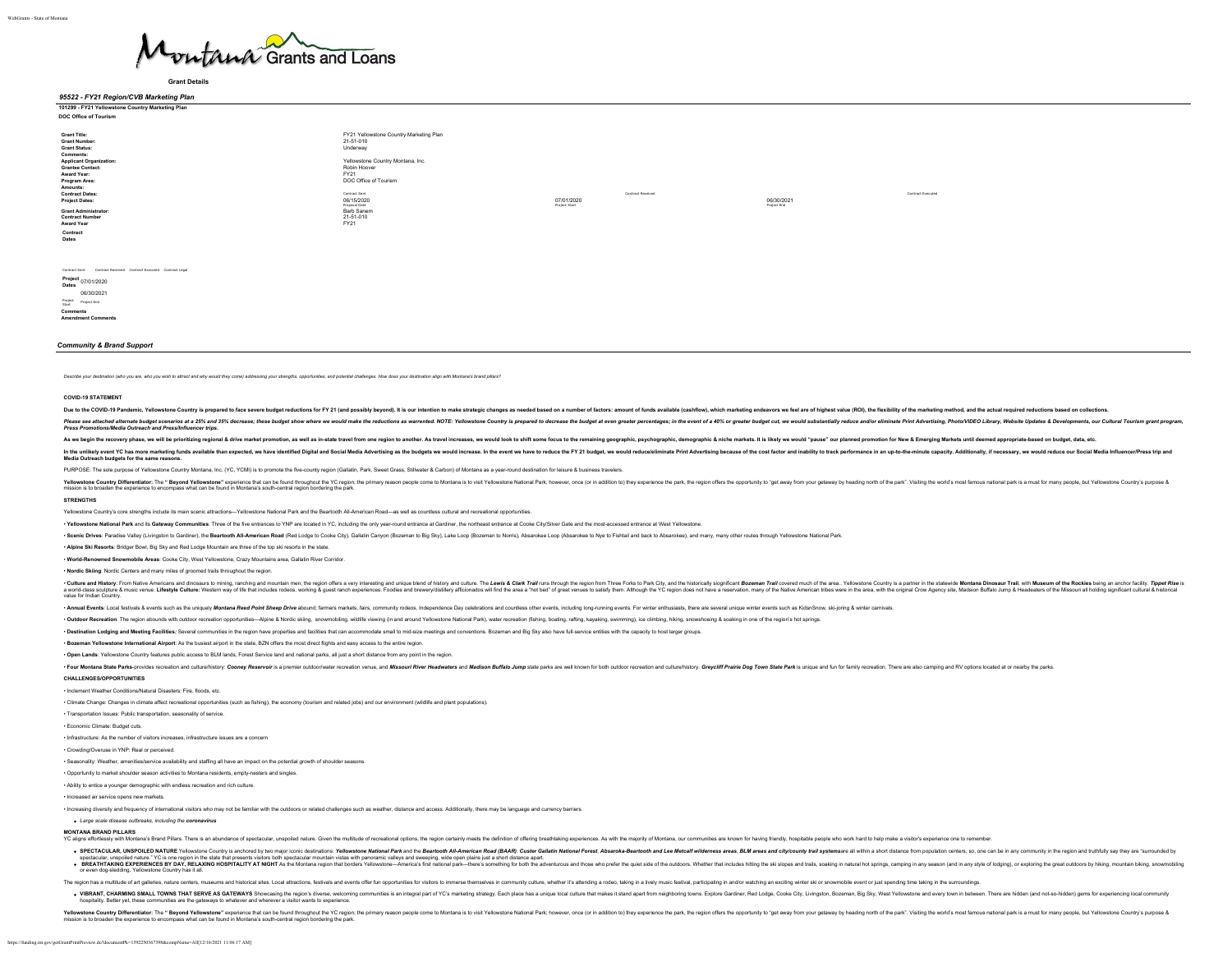# Montana Grants and Loans

**Grant Details**

## *95522 - FY21 Region/CVB Marketing Plan*

**101299 - FY21 Yellowstone Country Marketing Plan**

**DOC Office of Tourism**

| | |
|---|---|
| **Grant Title:** | FY21 Yellowstone Country Marketing Plan |
| **Grant Number:** | 21-51-010 |
| **Grant Status:** | Underway |
| **Comments:** | |
| **Applicant Organization:** | Yellowstone Country Montana, Inc. |
| **Grantee Contact:** | Robin Hoover |
| **Award Year:** | FY21 |
| **Program Area:** | DOC Office of Tourism |
| **Amounts:** | |
| **Contract Dates:** | Contract Sent / Contract Received / Contract Executed |
| **Project Dates:** | 06/15/2020 (Proposal Date) / 07/01/2020 (Project Start) / 06/30/2021 (Project End) |
| **Grant Administrator:** | Barb Sanem |
| **Contract Number** | 21-51-010 |
| **Award Year** | FY21 |

**Contract Dates**

Contract Sent Contract Received Contract Executed Contract Legal

**Project Dates** 07/01/2020 06/30/2021

Project Start Project End

**Comments**

**Amendment Comments**

## *Community & Brand Support*

*Describe your destination (who you are, who you wish to attract and why would they come) addressing your strengths, opportunities, and potential challenges. How does your destination align with Montana's brand pillars?*

### COVID-19 STATEMENT

Due to the COVID-19 Pandemic, Yellowstone Country is prepared to face severe budget reductions for FY 21 (and possibly beyond). It is our intention to make strategic changes as needed based on a number of factors: amount of funds available (cashflow), which marketing endeavors we feel are of highest value (ROI), the flexibility of the marketing method, and the actual required reductions based on collections.

***Please see attached alternate budget scenarios at a 25% and 35% decrease; these budget show where we would make the reductions as warrented. NOTE: Yellowstone Country is prepared to decrease the budget at even greater percentages; in the event of a 40% or greater budget cut, we would substantially reduce and/or eliminate Print Advertising, Photo/VIDEO Library, Website Updates & Developments, our Cultural Tourism grant program, Press Promotions/Media Outreach and Press/Influencer trips.***

**As we begin the recovery phase, we will be prioritizing regional & drive market promotion, as well as in-state travel from one region to another. As travel increases, we would look to shift some focus to the remaining geographic, psychographic, demographic & niche markets. It is likely we would "pause" our planned promotion for New & Emerging Markets until deemed appropriate-based on budget, data, etc.**

**In the unlikely event YC has more marketing funds available than expected, we have identified Digital and Social Media Advertising as the budgets we would increase. In the event we have to reduce the FY 21 budget, we would reduce/eliminate Print Advertising because of the cost factor and inability to track performance in an up-to-the-minute capacity. Additionally, if necessary, we would reduce our Social Media Influencer/Press trip and Media Outreach budgets for the same reasons.**

PURPOSE: The sole purpose of Yellowstone Country Montana, Inc. (YC, YCMI) is to promote the five-county region (Gallatin, Park, Sweet Grass, Stillwater & Carbon) of Montana as a year-round destination for leisure & business travelers.

**Yellowstone Country Differentiator:** The " **Beyond Yellowstone"** experience that can be found throughout the YC region; the primary reason people come to Montana is to visit Yellowstone National Park; however, once (or in addition to) they experience the park, the region offers the opportunity to "get away from your getaway by heading north of the park". Visiting the world's most famous national park is a must for many people, but Yellowstone Country's purpose & mission is to broaden the experience to encompass what can be found in Montana's south-central region bordering the park.

### STRENGTHS

Yellowstone Country's core strengths include its main scenic attractions—Yellowstone National Park and the Beartooth All-American Road—as well as countless cultural and recreational opportunities.

- **Yellowstone National Park** and its **Gateway Communities**: Three of the five entrances to YNP are located in YC, including the only year-round entrance at Gardiner, the northeast entrance at Cooke City/Silver Gate and the most-accessed entrance at West Yellowstone.
- **Scenic Drives**: Paradise Valley (Livingston to Gardiner), the **Beartooth All-American Road** (Red Lodge to Cooke City), Gallatin Canyon (Bozeman to Big Sky), Lake Loop (Bozeman to Norris), Absarokee Loop (Absarokee to Nye to Fishtail and back to Absarokee), and many, many other routes through Yellowstone National Park.
- **Alpine Ski Resorts**: Bridger Bowl, Big Sky and Red Lodge Mountain are three of the top ski resorts in the state.
- **World-Renowned Snowmobile Areas**: Cooke City, West Yellowstone, Crazy Mountains area, Gallatin River Corridor.
- **Nordic Skiing**: Nordic Centers and many miles of groomed trails throughout the region.
- **Culture and History**: From Native Americans and dinosaurs to mining, ranching and mountain men, the region offers a very interesting and unique blend of history and culture. The ***Lewis & Clark Trail*** runs through the region from Three Forks to Park City, and the historically significant ***Bozeman Trail*** covered much of the area.. Yellowstone Country is a partner in the statewide **Montana Dinosaur Trail**, with **Museum of the Rockies** being an anchor facility. ***Tippet Rise*** is a world-class sculpture & music venue. **Lifestyle Culture:** Western way of life that includes rodeos, working & guest ranch experiences. Foodies and brewery/distillery afficionados will find the area a "hot bed" of great venues to satisfy them. Although the YC region does not have a reservation, many of the Native American tribes were in the area, with the original Crow Agency site, Madison Buffalo Jump & Headeaters of the Missouri all holding significant cultural & historical value for Indian Country.
- **Annual Events**: Local festivals & events such as the uniquely ***Montana Reed Point Sheep Drive*** abound; farmers markets, fairs, community rodeos, Independence Day celebrations and countless other events, including long-running events. For winter enthusiasts, there are several unique winter events such as KidsnSnow, ski-joring & winter carnivals.
- **Outdoor Recreation**: The region abounds with outdoor recreation opportunities—Alpine & Nordic skiing, snowmobiling, wildlife viewing (in and around Yellowstone National Park), water recreation (fishing, boating, rafting, kayaking, swimming), ice climbing, hiking, snowshoeing & soaking in one of the region's hot springs.
- **Destination Lodging and Meeting Facilities:** Several communities in the region have properties and facilities that can accommodate small to mid-size meetings and conventions. Bozeman and Big Sky also have full-service entities with the capacity to host larger groups.
- **Bozeman Yellowstone International Airport**: As the busiest airport in the state, BZN offers the most direct flights and easy access to the entire region.
- **Open Lands**: Yellowstone Country features public access to BLM lands, Forest Service land and national parks, all just a short distance from any point in the region.
- **Four Montana State Parks**-provides recreation and culture/history: ***Cooney Reservoir*** is a premier outdoor/water recreation venue, and ***Missouri River Headwaters*** and ***Madison Buffalo Jump*** state parks are well known for both outdoor recreation and culture/history. ***Greycliff Prairie Dog Town State Park*** is unique and fun for family recreation. There are also camping and RV options located at or nearby the parks.

### CHALLENGES/OPPORTUNITIES

- Inclement Weather Conditions/Natural Disasters: Fire, floods, etc.
- Climate Change: Changes in climate affect recreational opportunities (such as fishing), the economy (tourism and related jobs) and our environment (wildlife and plant populations).
- Transportation Issues: Public transportation, seasonality of service.
- Economic Climate: Budget cuts.
- Infrastructure: As the number of visitors increases, infrastructure issues are a concern
- Crowding/Overuse in YNP: Real or perceived.
- Seasonality: Weather, amenities/service availability and staffing all have an impact on the potential growth of shoulder seasons.
- Opportunity to market shoulder season activities to Montana residents, empty-nesters and singles.
- Ability to entice a younger demographic with endless recreation and rich culture.
- Increased air service opens new markets.
- Increasing diversity and frequency of international visitors who may not be familiar with the outdoors or related challenges such as weather, distance and access. Additionally, there may be language and currency barriers.
  - *Large scale disease outbreaks, including the **coronavirus***

### MONTANA BRAND PILLARS

YC aligns effortlessly with Montana's Brand Pillars. There is an abundance of spectacular, unspoiled nature. Given the multitude of recreational options, the region certainly meets the definition of offering breathtaking experiences. As with the majority of Montana, our communities are known for having friendly, hospitable people who work hard to help make a visitor's experience one to remember.

- **SPECTACULAR, UNSPOILED NATURE** Yellowstone Country is anchored by two major iconic destinations: ***Yellowstone National Park*** and the ***Beartooth All-American Road (BAAR)***. ***Custer Gallatin National Forest***, ***Absaroka-Beartooth and Lee Metcalf wilderness areas***, ***BLM areas and city/county trail systems***are all within a short distance from population centers, so, one can be in any community in the region and truthfully say they are "surrounded by spectacular, unspoiled nature." YC is one region in the state that presents visitors both spectacular mountain vistas with panoramic valleys and sweeping, wide open plains just a short distance apart.
- **BREATHTAKING EXPERIENCES BY DAY, RELAXING HOSPITALITY AT NIGHT** As the Montana region that borders Yellowstone—America's first national park—there's something for both the adventurous and those who prefer the quiet side of the outdoors. Whether that includes hitting the ski slopes and trails, soaking in natural hot springs, camping in any season (and in any style of lodging), or exploring the great outdoors by hiking, mountain biking or even dog-sledding, Yellowstone Country has it all.

The region has a multitude of art galleries, nature centers, museums and historical sites. Local attractions, festivals and events offer fun opportunities for visitors to immerse themselves in community culture, whether it's attending a rodeo, taking in a lively music festival, participating in and/or watching an exciting winter ski or snowmobile event or just spending time taking in the surroundings.

- **VIBRANT, CHARMING SMALL TOWNS THAT SERVE AS GATEWAYS** Showcasing the region's diverse, welcoming communities is an integral part of YC's marketing strategy. Each place has a unique local culture that makes it stand apart from neighboring towns. Explore Gardiner, Red Lodge, Cooke City, Livingston, Bozeman, Big Sky, West Yellowstone and every town in between. There are hidden (and not-so-hidden) gems for experiencing local community hospitality. Better yet, these communities are the gateways to whatever and wherever a visitor wants to experience.

**Yellowstone Country Differentiator:** The " **Beyond Yellowstone"** experience that can be found throughout the YC region; the primary reason people come to Montana is to visit Yellowstone National Park; however, once (or in addition to) they experience the park, the region offers the opportunity to "get away from your getaway by heading north of the park". Visiting the world's most famous national park is a must for many people, but Yellowstone Country's purpose & mission is to broaden the experience to encompass what can be found in Montana's south-central region bordering the park.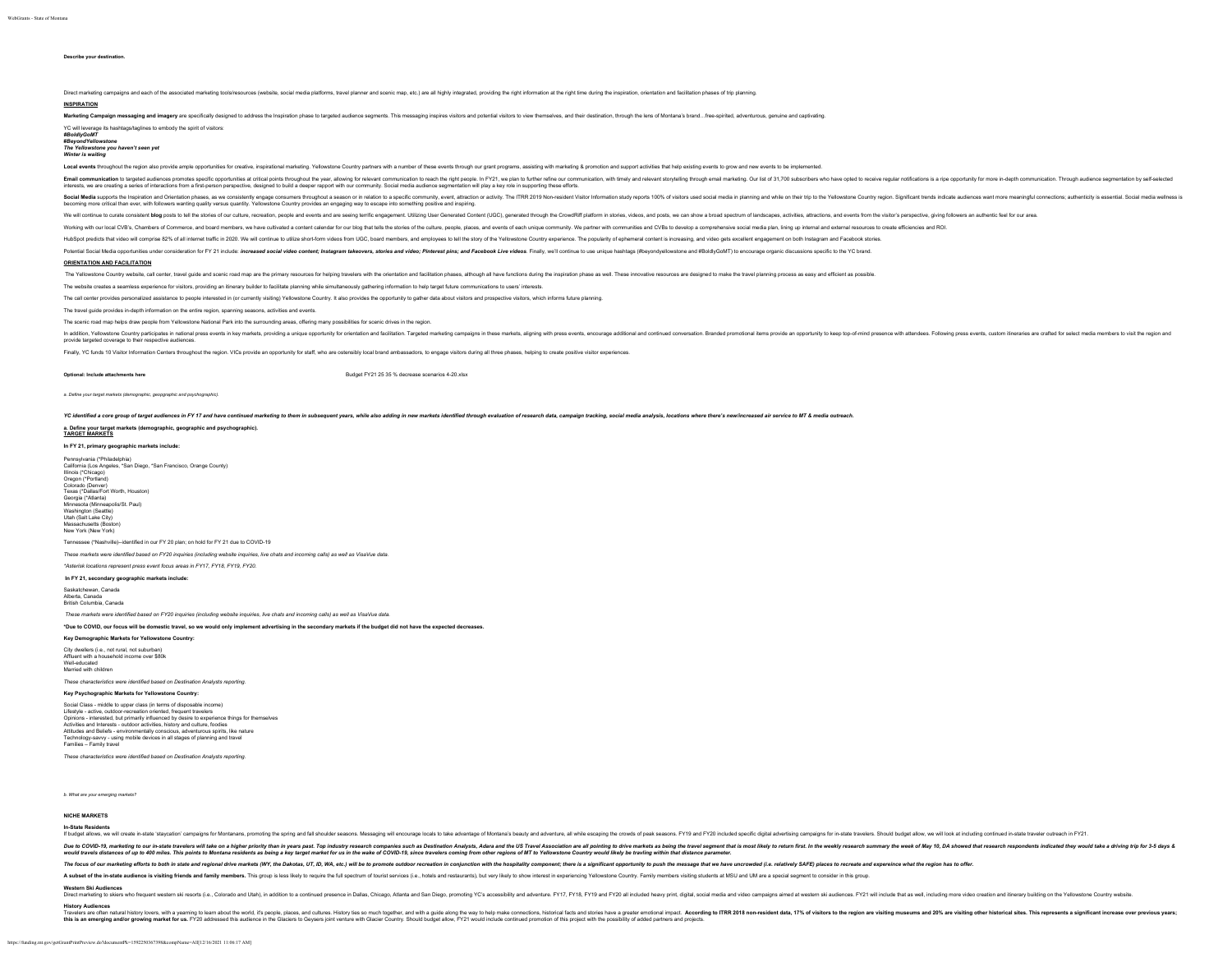**Describe your destination.**

Direct marketing campaigns and each of the associated marketing tools/resources (website, social media platforms, travel planner and scenic map, etc.) are all highly integrated, providing the right information at the right time during the inspiration, orientation and facilitation phases of trip planning.

**INSPIRATION**

**Marketing Campaign messaging and imagery** are specifically designed to address the Inspiration phase to targeted audience segments. This messaging inspires visitors and potential visitors to view themselves, and their destination, through the lens of Montana's brand…free-spirited, adventurous, genuine and captivating.

YC will leverage its hashtags/taglines to embody the spirit of visitors:
***#BoldlyGoMT***
***#BeyondYellowstone***
***The Yellowstone you haven't seen yet***
***Winter is waiting***

**Local events** throughout the region also provide ample opportunities for creative, inspirational marketing. Yellowstone Country partners with a number of these events through our grant programs, assisting with marketing & promotion and support activities that help existing events to grow and new events to be implemented.

**Email communication** to targeted audiences promotes specific opportunities at critical points throughout the year, allowing for relevant communication to reach the right people. In FY21, we plan to further refine our communication, with timely and relevant storytelling through email marketing. Our list of 31,700 subscribers who have opted to receive regular notifications is a ripe opportunity for more in-depth communication. Through audience segmentation by self-selected interests, we are creating a series of interactions from a first-person perspective, designed to build a deeper rapport with our community. Social media audience segmentation will play a key role in supporting these efforts.

**Social Media** supports the Inspiration and Orientation phases, as we consistently engage consumers throughout a season or in relation to a specific community, event, attraction or activity. The ITRR 2019 Non-resident Visitor Information study reports 100% of visitors used social media in planning and while on their trip to the Yellowstone Country region. Significant trends indicate audiences want more meaningful connections; authenticity is essential. Social media wellness is becoming more critical than ever, with followers wanting quality versus quantity. Yellowstone Country provides an engaging way to escape into something positive and inspiring.

We will continue to curate consistent **blog** posts to tell the stories of our culture, recreation, people and events and are seeing terrific engagement. Utilizing User Generated Content (UGC), generated through the CrowdRiff platform in stories, videos, and posts, we can show a broad spectrum of landscapes, activities, attractions, and events from the visitor's perspective, giving followers an authentic feel for our area.

Working with our local CVB's, Chambers of Commerce, and board members, we have cultivated a content calendar for our blog that tells the stories of the culture, people, places, and events of each unique community. We partner with communities and CVBs to develop a comprehensive social media plan, lining up internal and external resources to create efficiencies and ROI.

HubSpot predicts that video will comprise 82% of all internet traffic in 2020. We will continue to utilize short-form videos from UGC, board members, and employees to tell the story of the Yellowstone Country experience. The popularity of ephemeral content is increasing, and video gets excellent engagement on both Instagram and Facebook stories.

Potential Social Media opportunities under consideration for FY 21 include: ***increased social video content; Instagram takeovers, stories and video; Pinterest pins; and Facebook Live videos.*** Finally, we'll continue to use unique hashtags (#beyondyellowstone and #BoldlyGoMT) to encourage organic discussions specific to the YC brand.

**ORIENTATION AND FACILITATION**

The Yellowstone Country website, call center, travel guide and scenic road map are the primary resources for helping travelers with the orientation and facilitation phases, although all have functions during the inspiration phase as well. These innovative resources are designed to make the travel planning process as easy and efficient as possible.

The website creates a seamless experience for visitors, providing an itinerary builder to facilitate planning while simultaneously gathering information to help target future communications to users' interests.

The call center provides personalized assistance to people interested in (or currently visiting) Yellowstone Country. It also provides the opportunity to gather data about visitors and prospective visitors, which informs future planning.

The travel guide provides in-depth information on the entire region, spanning seasons, activities and events.

The scenic road map helps draw people from Yellowstone National Park into the surrounding areas, offering many possibilities for scenic drives in the region.

In addition, Yellowstone Country participates in national press events in key markets, providing a unique opportunity for orientation and facilitation. Targeted marketing campaigns in these markets, aligning with press events, encourage additional and continued conversation. Branded promotional items provide an opportunity to keep top-of-mind presence with attendees. Following press events, custom itineraries are crafted for select media members to visit the region and provide targeted coverage to their respective audiences.

Finally, YC funds 10 Visitor Information Centers throughout the region. VICs provide an opportunity for staff, who are ostensibly local brand ambassadors, to engage visitors during all three phases, helping to create positive visitor experiences.

**Optional: Include attachments here** Budget FY21 25 35 % decrease scenarios 4-20.xlsx

*a. Define your target markets (demographic, geopgraphic and psychographic).*

***YC identified a core group of target audiences in FY 17 and have continued marketing to them in subsequent years, while also adding in new markets identified through evaluation of research data, campaign tracking, social media analysis, locations where there's new/increased air service to MT & media outreach.***

**a. Define your target markets (demographic, geographic and psychographic).**
**TARGET MARKETS**

**In FY 21, primary geographic markets include:**

Pennsylvania (\*Philadelphia)
California (Los Angeles, \*San Diego, \*San Francisco, Orange County)
Illinois (\*Chicago)
Oregon (\*Portland)
Colorado (Denver)
Texas (\*Dallas/Fort Worth, Houston)
Georgia (\*Atlanta)
Minnesota (Minneapolis/St. Paul)
Washington (Seattle)
Utah (Salt Lake City)
Massachusetts (Boston)
New York (New York)

Tennessee (\*Nashville)--identified in our FY 20 plan; on hold for FY 21 due to COVID-19

*These markets were identified based on FY20 inquiries (including website inquiries, live chats and incoming calls) as well as VisaVue data.*

*\*Asterisk locations represent press event focus areas in FY17, FY18, FY19, FY20.*

**In FY 21, secondary geographic markets include:**

Saskatchewan, Canada
Alberta, Canada
British Columbia, Canada

*These markets were identified based on FY20 inquiries (including website inquiries, live chats and incoming calls) as well as VisaVue data.*

**\*Due to COVID, our focus will be domestic travel, so we would only implement advertising in the secondary markets if the budget did not have the expected decreases.**

**Key Demographic Markets for Yellowstone Country:**

City dwellers (i.e., not rural, not suburban)
Affluent with a household income over $80k
Well-educated
Married with children

*These characteristics were identified based on Destination Analysts reporting.*

**Key Psychographic Markets for Yellowstone Country:**

Social Class - middle to upper class (in terms of disposable income)
Lifestyle - active, outdoor-recreation oriented, frequent travelers
Opinions - interested, but primarily influenced by desire to experience things for themselves
Activities and Interests - outdoor activities, history and culture, foodies
Attitudes and Beliefs - environmentally conscious, adventurous spirits, like nature
Technology-savvy - using mobile devices in all stages of planning and travel
Families – Family travel

*These characteristics were identified based on Destination Analysts reporting.*

*b. What are your emerging markets?*

**NICHE MARKETS**

**In-State Residents**
If budget allows, we will create in-state 'staycation' campaigns for Montanans, promoting the spring and fall shoulder seasons. Messaging will encourage locals to take advantage of Montana's beauty and adventure, all while escaping the crowds of peak seasons. FY19 and FY20 included specific digital advertising campaigns for in-state travelers. Should budget allow, we will look at including continued in-state traveler outreach in FY21.

***Due to COVID-19, marketing to our in-state travelers will take on a higher priority than in years past. Top industry research companies such as Destination Analysts, Adara and the US Travel Association are all pointing to drive markets as being the travel segment that is most likely to return first. In the weekly research summary the week of May 10, DA showed that research respondents indicated they would take a driving trip for 3-5 days & would travels distances of up to 400 miles. This points to Montana residents as being a key target market for us in the wake of COVID-19, since travelers coming from other regions of MT to Yellowstone Country would likely be travling within that distance parameter.***

***The focus of our marketing efforts to both in state and regional drive markets (WY, the Dakotas, UT, ID, WA, etc.) will be to promote outdoor recreation in conjunction with the hospitality component; there is a significant opportunity to push the message that we have uncrowded (i.e. relatively SAFE) places to recreate and expereince what the region has to offer.***

**A subset of the in-state audience is visiting friends and family members.** This group is less likely to require the full spectrum of tourist services (i.e., hotels and restaurants), but very likely to show interest in experiencing Yellowstone Country. Family members visiting students at MSU and UM are a special segment to consider in this group.

**Western Ski Audiences**
Direct marketing to skiers who frequent western ski resorts (i.e., Colorado and Utah), in addition to a continued presence in Dallas, Chicago, Atlanta and San Diego, promoting YC's accessibility and adventure. FY17, FY18, FY19 and FY20 all included heavy print, digital, social media and video campaigns aimed at western ski audiences. FY21 will include that as well, including more video creation and itinerary building on the Yellowstone Country website.

**History Audiences**
Travelers are often natural history lovers, with a yearning to learn about the world, it's people, places, and cultures. History ties so much together, and with a guide along the way to help make connections, historical facts and stories have a greater emotional impact. **According to ITRR 2018 non-resident data, 17% of visitors to the region are visiting museums and 20% are visiting other historical sites. This represents a significant increase over previous years; this is an emerging and/or growing market for us.** FY20 addressed this audience in the Glaciers to Geysers joint venture with Glacier Country. Should budget allow, FY21 would include continued promotion of this project with the possibility of added partners and projects.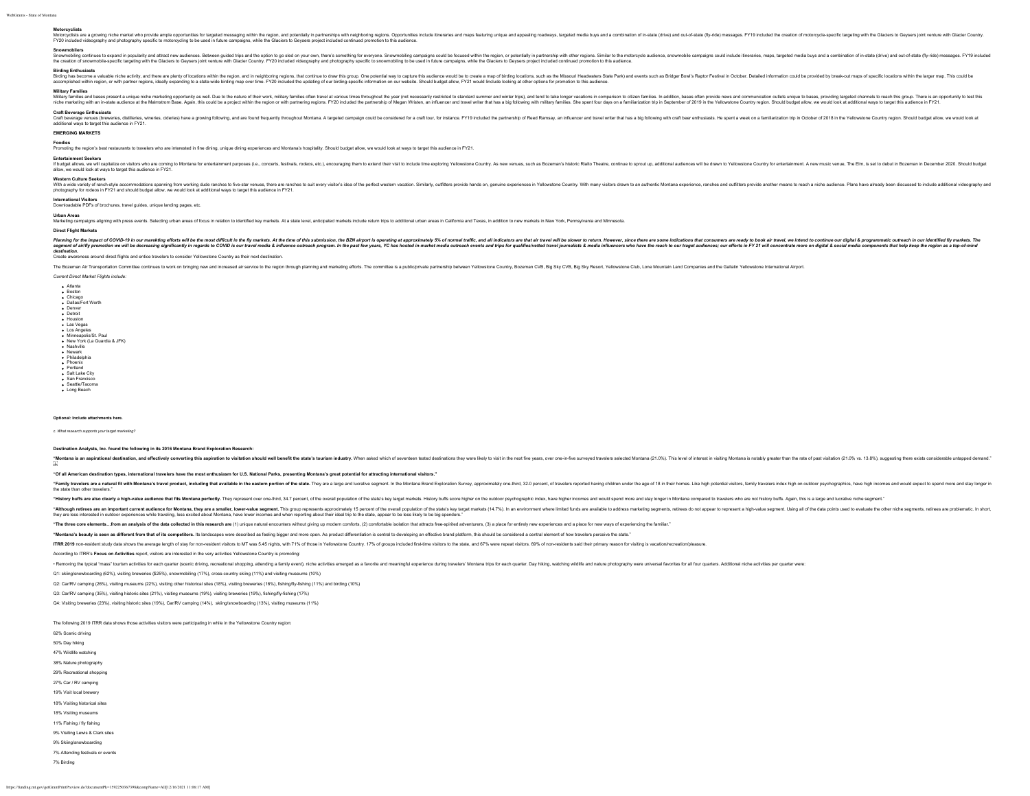### Motorcyclists

Motorcyclists are a growing niche market who provide ample opportunities for targeted messaging within the region, and potentially in partnerships with neighboring regions. Opportunities include itineraries and maps featuring unique and appealing roadways, targeted media buys and a combination of in-state (drive) and out-of-state (fly-ride) messages. FY19 included the creation of motorcycle-specific targeting with the Glaciers to Geysers joint venture with Glacier Country. FY20 included videography and photography specific to motorcycling to be used in future campaigns, while the Glaciers to Geysers project included continued promotion to this audience.

### Snowmobilers

Snowmobiling continues to expand in popularity and attract new audiences. Between guided trips and the option to go sled on your own, there's something for everyone. Snowmobiling campaigns could be focused within the region, or potentially in partnership with other regions. Similar to the motorcycle audience, snowmobile campaigns could include itineraries, maps, targeted media buys and a combination of in-state (drive) and out-of-state (fly-ride) messages. FY19 included the creation of snowmobile-specific targeting with the Glaciers to Geysers joint venture with Glacier Country. FY20 included videography and photography specific to snowmobiling to be used in future campaigns, while the Glaciers to Geysers project included continued promotion to this audience.

### Birding Enthusiasts

Birding has become a valuable niche activity, and there are plenty of locations within the region, and in neighboring regions, that continue to draw this group. One potential way to capture this audience would be to create a map of birding locations, such as the Missouri Headwaters State Park) and events such as Bridger Bowl's Raptor Festival in October. Detailed information could be provided by break-out maps of specific locations within the larger map. This could be accomplished within region, or with partner regions, ideally expanding to a state-wide birding map over time. FY20 included the updating of our birding-specific information on our website. Should budget allow, FY21 would include looking at other options for promotion to this audience.

### Military Families

Military families and bases present a unique niche marketing opportunity as well. Due to the nature of their work, military families often travel at various times throughout the year (not necessarily restricted to standard summer and winter trips), and tend to take longer vacations in comparison to citizen families. In addition, bases often provide news and communication outlets unique to bases, providing targeted channels to reach this group. There is an opportunity to test this niche marketing with an in-state audience at the Malmstrom Base. Again, this could be a project within the region or with partnering regions. FY20 included the partnership of Megan Wristen, an influencer and travel writer that has a big following with military families. She spent four days on a familiarization trip in September of 2019 in the Yellowstone Country region. Should budget allow, we would look at additional ways to target this audience in FY21.

### Craft Beverage Enthusiasts

Craft beverage venues (breweries, distilleries, wineries, cideries) have a growing following, and are found frequently throughout Montana. A targeted campaign could be considered for a craft tour, for instance. FY19 included the partnership of Reed Ramsay, an influencer and travel writer that has a big following with craft beer enthusiasts. He spent a week on a familiarization trip in October of 2018 in the Yellowstone Country region. Should budget allow, we would look at additional ways to target this audience in FY21.

### EMERGING MARKETS

### Foodies

Promoting the region's best restaurants to travelers who are interested in fine dining, unique dining experiences and Montana's hospitality. Should budget allow, we would look at ways to target this audience in FY21.

### Entertainment Seekers

If budget allows, we will capitalize on visitors who are coming to Montana for entertainment purposes (i.e., concerts, festivals, rodeos, etc.), encouraging them to extend their visit to include time exploring Yellowstone Country. As new venues, such as Bozeman's historic Rialto Theatre, continue to sprout up, additional audiences will be drawn to Yellowstone Country for entertainment. A new music venue, The Elm, is set to debut in Bozeman in December 2020. Should budget allow, we would look at ways to target this audience in FY21.

### Western Culture Seekers

With a wide variety of ranch-style accommodations spanning from working dude ranches to five-star venues, there are ranches to suit every visitor's idea of the perfect western vacation. Similarly, outfitters provide hands on, genuine experiences in Yellowstone Country. With many visitors drawn to an authentic Montana experience, ranches and outfitters provide another means to reach a niche audience. Plans have already been discussed to include additional videography and photography for rodeos in FY21 and should budget allow, we would look at additional ways to target this audience in FY21.

### International Visitors

Downloadable PDFs of brochures, travel guides, unique landing pages, etc.

### Urban Areas

Marketing campaigns aligning with press events. Selecting urban areas of focus in relation to identified key markets. At a state level, anticipated markets include return trips to additional urban areas in California and Texas, in addition to new markets in New York, Pennsylvania and Minnesota.

### Direct Flight Markets

***Planning for the impact of COVID-19 in our marketing efforts will be the most difficult in the fly markets. At the time of this submission, the BZN airport is operating at approximately 5% of normal traffic, and all indicators are that air travel will be slower to return. However, since there are some indications that consumers are ready to book air travel, we intend to continue our digital & programmatic outreach in our identified fly markets. The segment of air/fly promotion we will be decreasing significantly in regards to COVID is our travel media & influence outreach program. In the past few years, YC has hosted in-market media outreach events and trips for qualifies/vetted travel journalists & media influencers who have the reach to our traget audiences; our efforts in FY 21 will concentrate more on digital & social media components that help keep the region as a top-of-mind destination.***

Create awareness around direct flights and entice travelers to consider Yellowstone Country as their next destination.

The Bozeman Air Transportation Committee continues to work on bringing new and increased air service to the region through planning and marketing efforts. The committee is a public/private partnership between Yellowstone Country, Bozeman CVB, Big Sky CVB, Big Sky Resort, Yellowstone Club, Lone Mountain Land Companies and the Gallatin Yellowstone International Airport.

*Current Direct Market Flights include:*

- Atlanta
- Boston
- Chicago
- Dallas/Fort Worth
- Denver
- Detroit
- Houston
- Las Vegas
- Los Angeles
- Minneapolis/St. Paul
- New York (La Guardia & JFK)
- Nashville
- Newark
- Philadelphia
- Phoenix
- Portland
- Salt Lake City
- San Francisco
- Seattle/Tacoma
- Long Beach

**Optional: Include attachments here.**

*c. What research supports your target marketing?*

**Destination Analysts, Inc. found the following in its 2016 Montana Brand Exploration Research:**

"**Montana is an aspirational destination, and effectively converting this aspiration to visitation should well benefit the state's tourism industry.** When asked which of seventeen tested destinations they were likely to visit in the next five years, over one-in-five surveyed travelers selected Montana (21.0%). This level of interest in visiting Montana is notably greater than the rate of past visitation (21.0% vs. 13.8%), suggesting there exists considerable untapped demand."

**"Of all American destination types, international travelers have the most enthusiasm for U.S. National Parks, presenting Montana's great potential for attracting international visitors."**

"**Family travelers are a natural fit with Montana's travel product, including that available in the eastern portion of the state.** They are a large and lucrative segment. In the Montana Brand Exploration Survey, approximately one-third, 32.0 percent, of travelers reported having children under the age of 18 in their homes. Like high potential visitors, family travelers index high on outdoor psychographics, have high incomes and would expect to spend more and stay longer in the state than other travelers."

"**History buffs are also clearly a high-value audience that fits Montana perfectly.** They represent over one-third, 34.7 percent, of the overall population of the state's key target markets. History buffs score higher on the outdoor psychographic index, have higher incomes and would spend more and stay longer in Montana compared to travelers who are not history buffs. Again, this is a large and lucrative niche segment."

"**Although retirees are an important current audience for Montana, they are a smaller, lower-value segment.** This group represents approximately 15 percent of the overall population of the state's key target markets (14.7%). In an environment where limited funds are available to address marketing segments, retirees do not appear to represent a high-value segment. Using all of the data points used to evaluate the other niche segments, retirees are problematic. In short, they are less interested in outdoor experiences while traveling, less excited about Montana, have lower incomes and when reporting about their ideal trip to the state, appear to be less likely to be big spenders."

"**The three core elements…from an analysis of the data collected in this research are** (1) unique natural encounters without giving up modern comforts, (2) comfortable isolation that attracts free-spirited adventurers, (3) a place for entirely new experiences and a place for new ways of experiencing the familiar."

"**Montana's beauty is seen as different from that of its competitors.** Its landscapes were described as feeling bigger and more open. As product differentiation is central to developing an effective brand platform, this should be considered a central element of how travelers perceive the state."

**ITRR 2019** non-resident study data shows the average length of stay for non-resident visitors to MT was 5.45 nights, with 71% of those in Yellowstone Country. 17% of groups included first-time visitors to the state, and 67% were repeat visitors. 69% of non-residents said their primary reason for visiting is vacation/recreation/pleasure.

According to ITRR's **Focus on Activities** report, visitors are interested in the very activities Yellowstone Country is promoting:

• Removing the typical "mass" tourism activities for each quarter (scenic driving, recreational shopping, attending a family event), niche activities emerged as a favorite and meaningful experience during travelers' Montana trips for each quarter. Day hiking, watching wildlife and nature photography were universal favorites for all four quarters. Additional niche activities per quarter were:

Q1: skiing/snowboarding (62%), visiting breweries ($25%), snowmobiling (17%), cross-country skiing (11%) and visiting museums (10%)

Q2: Car/RV camping (26%), visiting museums (22%), visiting other historical sites (18%), visiting breweries (16%), fishing/fly-fishing (11%) and birding (10%)

Q3: Car/RV camping (35%), visiting historic sites (21%), visiting museums (19%), visiting breweries (19%), fishing/fly-fishing (17%)

Q4: Visiting breweries (23%), visiting historic sites (19%), Car/RV camping (14%), skiing/snowboarding (13%), visiting museums (11%)

The following 2019 ITRR data shows those activities visitors were participating in while in the Yellowstone Country region:

62% Scenic driving

50% Day hiking

47% Wildlife watching

38% Nature photography

29% Recreational shopping

27% Car / RV camping

19% Visit local brewery

18% Visiting historical sites

18% Visiting museums

11% Fishing / fly fishing

9% Visiting Lewis & Clark sites

9% Skiing/snowboarding

7% Attending festivals or events

7% Birding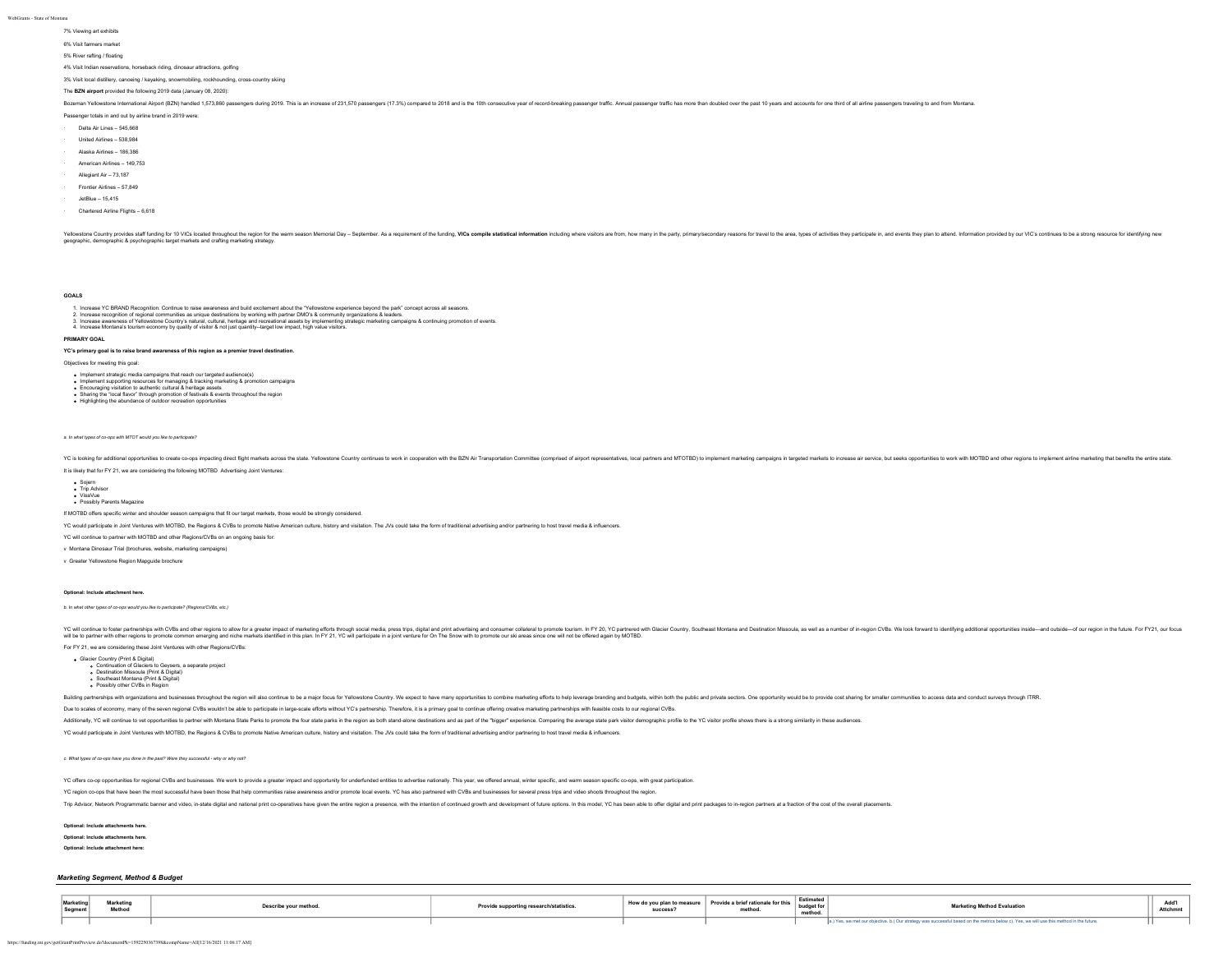7% Viewing art exhibits

6% Visit farmers market

5% River rafting / floating

4% Visit Indian reservations, horseback riding, dinosaur attractions, golfing

3% Visit local distillery, canoeing / kayaking, snowmobiling, rockhounding, cross-country skiing

The **BZN airport** provided the following 2019 data (January 08, 2020):

Bozeman Yellowstone International Airport (BZN) handled 1,573,860 passengers during 2019. This is an increase of 231,570 passengers (17.3%) compared to 2018 and is the 10th consecutive year of record-breaking passenger traffic. Annual passenger traffic has more than doubled over the past 10 years and accounts for one third of all airline passengers traveling to and from Montana.

Passenger totals in and out by airline brand in 2019 were:

- Delta Air Lines – 545,668
- United Airlines – 538,984
- Alaska Airlines – 186,386
- American Airlines – 149,753
- Allegiant Air – 73,187
- Frontier Airlines – 57,849
- JetBlue – 15,415
- Chartered Airline Flights – 6,618

Yellowstone Country provides staff funding for 10 VICs located throughout the region for the warm season Memorial Day – September. As a requirement of the funding, **VICs compile statistical information** including where visitors are from, how many in the party, primary/secondary reasons for travel to the area, types of activities they participate in, and events they plan to attend. Information provided by our VIC's continues to be a strong resource for identifying new geographic, demographic & psychographic target markets and crafting marketing strategy.

**GOALS**

1. Increase YC BRAND Recognition: Continue to raise awareness and build excitement about the "Yellowstone experience beyond the park" concept across all seasons.
2. Increase recognition of regional communities as unique destinations by working with partner DMO's & community organizations & leaders.
3. Increase awareness of Yellowstone Country's natural, cultural, heritage and recreational assets by implementing strategic marketing campaigns & continuing promotion of events.
4. Increase Montana's tourism economy by quality of visitor & not just quantity--target low impact, high value visitors.

**PRIMARY GOAL**

**YC's primary goal is to raise brand awareness of this region as a premier travel destination.**

Objectives for meeting this goal:

- Implement strategic media campaigns that reach our targeted audience(s)
- Implement supporting resources for managing & tracking marketing & promotion campaigns
- Encouraging visitation to authentic cultural & heritage assets
- Sharing the "local flavor" through promotion of festivals & events throughout the region
- Highlighting the abundance of outdoor recreation opportunities

*a. In what types of co-ops with MTOT would you like to participate?*

YC is looking for additional opportunities to create co-ops impacting direct flight markets across the state. Yellowstone Country continues to work in cooperation with the BZN Air Transportation Committee (comprised of airport representatives, local partners and MTOTBD) to implement marketing campaigns in targeted markets to increase air service, but seeks opportunities to work with MOTBD and other regions to implement airline marketing that benefits the entire state.

It is likely that for FY 21, we are considering the following MOTBD Advertising Joint Ventures:

- Sojern
- Trip Advisor
- VisaVue
- Possibly Parents Magazine

If MOTBD offers specific winter and shoulder season campaigns that fit our target markets, those would be strongly considered.

YC would participate in Joint Ventures with MOTBD, the Regions & CVBs to promote Native American culture, history and visitation. The JVs could take the form of traditional advertising and/or partnering to host travel media & influencers.

YC will continue to partner with MOTBD and other Regions/CVBs on an ongoing basis for:

v Montana Dinosaur Trial (brochures, website, marketing campaigns)

v Greater Yellowstone Region Mapguide brochure

**Optional: Include attachment here.**

*b. In what other types of co-ops would you like to participate? (Regions/CVBs, etc.)*

YC will continue to foster partnerships with CVBs and other regions to allow for a greater impact of marketing efforts through social media, press trips, digital and print advertising and consumer collateral to promote tourism. In FY 20, YC partnered with Glacier Country, Southeast Montana and Destination Missoula, as well as a number of in-region CVBs. We look forward to identifying additional opportunities inside—and outside—of our region in the future. For FY21, our focus will be to partner with other regions to promote common emerging and niche markets identified in this plan. In FY 21, YC will participate in a joint venture for On The Snow with to promote our ski areas since one will not be offered again by MOTBD.

For FY 21, we are considering these Joint Ventures with other Regions/CVBs:

- Glacier Country (Print & Digital)
  - Continuation of Glaciers to Geysers, a separate project
  - Destination Missoula (Print & Digital)
  - Southeast Montana (Print & Digital)
  - Possibly other CVBs in Region

Building partnerships with organizations and businesses throughout the region will also continue to be a major focus for Yellowstone Country. We expect to have many opportunities to combine marketing efforts to help leverage branding and budgets, within both the public and private sectors. One opportunity would be to provide cost sharing for smaller communities to access data and conduct surveys through ITRR.

Due to scales of economy, many of the seven regional CVBs wouldn't be able to participate in large-scale efforts without YC's partnership. Therefore, it is a primary goal to continue offering creative marketing partnerships with feasible costs to our regional CVBs.

Additionally, YC will continue to vet opportunities to partner with Montana State Parks to promote the four state parks in the region as both stand-alone destinations and as part of the "bigger" experience. Comparing the average state park visitor demographic profile to the YC visitor profile shows there is a strong similarity in these audiences.

YC would participate in Joint Ventures with MOTBD, the Regions & CVBs to promote Native American culture, history and visitation. The JVs could take the form of traditional advertising and/or partnering to host travel media & influencers.

*c. What types of co-ops have you done in the past? Were they successful - why or why not?*

YC offers co-op opportunities for regional CVBs and businesses. We work to provide a greater impact and opportunity for underfunded entities to advertise nationally. This year, we offered annual, winter specific, and warm season specific co-ops, with great participation.

YC region co-ops that have been the most successful have been those that help communities raise awareness and/or promote local events. YC has also partnered with CVBs and businesses for several press trips and video shoots throughout the region.

Trip Advisor, Network Programmatic banner and video, in-state digital and national print co-operatives have given the entire region a presence, with the intention of continued growth and development of future options. In this model, YC has been able to offer digital and print packages to in-region partners at a fraction of the cost of the overall placements.

**Optional: Include attachments here.**

**Optional: Include attachments here.**

**Optional: Include attachment here:**

### *Marketing Segment, Method & Budget*

| Marketing Segment | Marketing Method | Describe your method. | Provide supporting research/statistics. | How do you plan to measure success? | Provide a brief rationale for this method. | Estimated budget for method. | Marketing Method Evaluation | Add'l Attchmnt |
|---|---|---|---|---|---|---|---|---|
| | | | | | | | a.) Yes, we met our objective. b.) Our strategy was successful based on the metrics below c). Yes, we will use this method in the future. | |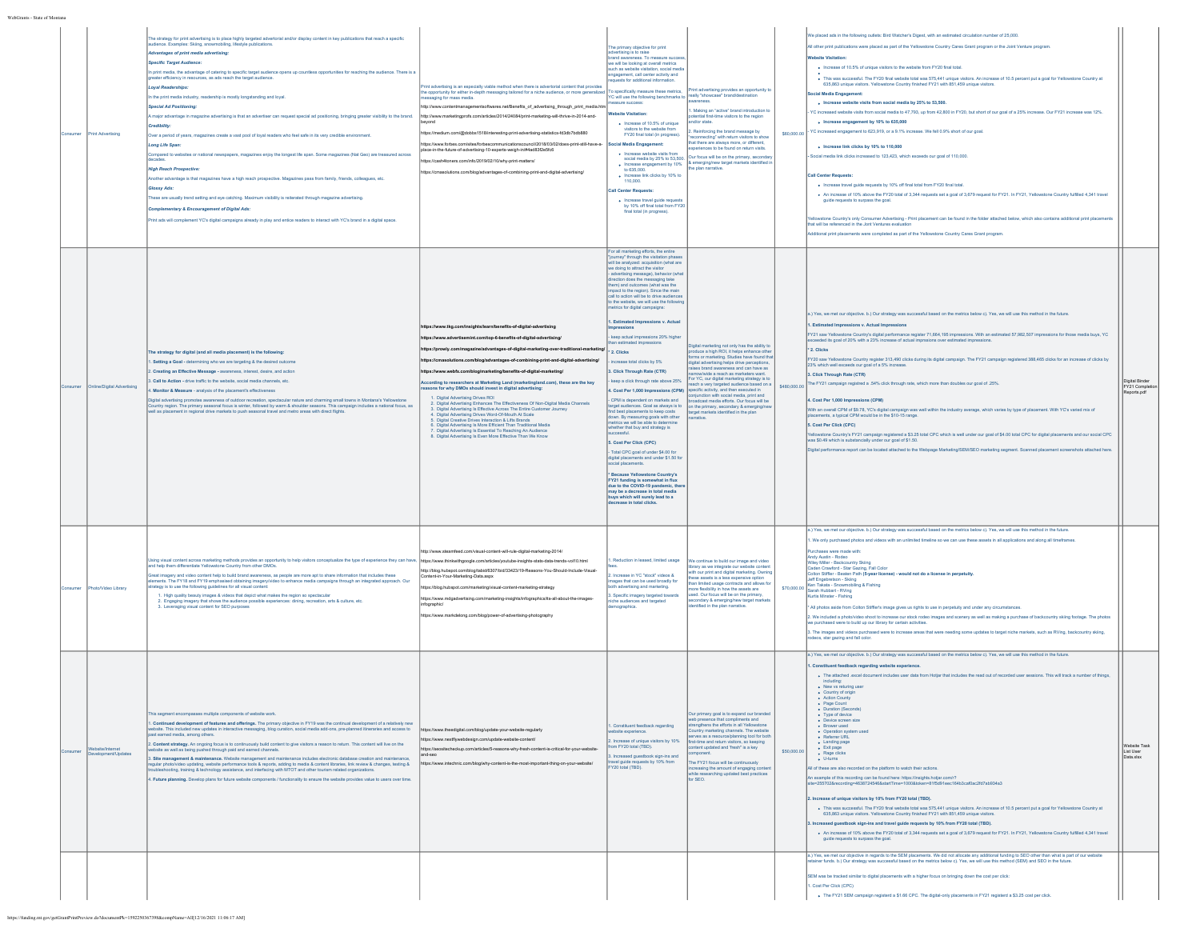| Consumer | Print Advertising | The strategy for print advertising is to place highly targeted advertorial and/or display content in key publications that reach a specific audience. Examples: Skiing, snowmobiling, lifestyle publications.<br><br>***Advantages of print media advertising:***<br><br>***Specific Target Audience:***<br>In print media, the advantage of catering to specific target audience opens up countless opportunities for reaching the audience. There is a greater efficiency in resources, as ads reach the target audience.<br><br>***Loyal Readerships:***<br>In the print media industry, readership is mostly longstanding and loyal.<br><br>***Special Ad Positioning:***<br>A major advantage in magazine advertising is that an advertiser can request special ad positioning, bringing greater visibility to the brand.<br><br>***Credibility:***<br>Over a period of years, magazines create a vast pool of loyal readers who feel safe in its very credible environment.<br><br>***Long Life Span:***<br>Compared to websites or national newspapers, magazines enjoy the longest life span. Some magazines (Nat Geo) are treasured across decades.<br><br>***High Reach Prospective:***<br>Another advantage is that magazines have a high reach prospective. Magazines pass from family, friends, colleagues, etc.<br><br>***Glossy Ads:***<br>These are usually trend setting and eye catching. Maximum visibility is reiterated through magazine advertising.<br><br>***Complementary & Encouragement of Digital Ads:***<br>Print ads will complement YC's digital campaigns already in play and entice readers to interact with YC's brand in a digital space. | Print advertising is an especially viable method when there is advertorial content that provides the opportunity for either in-depth messaging tailored for a niche audience, or more generalized messaging for mass media.<br><br>http://www.contentmanagementsoftwares.net/Benefits_of_advertising_through_print_media.htm<br><br>http://www.marketingprofs.com/articles/2014/24084/print-marketing-will-thrive-in-2014-and-beyond<br><br>https://medium.com/@dobbs1518/interesting-print-advertising-statistics-fd3db7bdb880<br><br>https://www.forbes.com/sites/forbescommunicationscouncil/2018/03/02/does-print-still-have-a-place-in-the-future-of-advertising-10-experts-weigh-in/#4ad83f2e5fc6<br><br>https://cash4toners.com/info/2019/02/10/why-print-matters/<br><br>https://cmasolutions.com/blog/advantages-of-combining-print-and-digital-advertising/ | The primary objective for print advertising is to raise brand awareness. To measure success, we will be looking at overall metrics such as website visitation, social media engagement, call center activity and requests for additional information.<br><br>To specifically measure these metrics, YC will use the following benchmarks to measure success:<br><br>**Website Visitation:**<br>- Increase of 10.5% of unique visitors to the website from FY20 final total (in progress).<br><br>**Social Media Engagement:**<br>- Increase website visits from social media by 25% to 53,500<br>- Increase engagement by 10% to 635,000<br>- Increase link clicks by 10% to 110,000.<br><br>**Call Center Requests:**<br>- Increase travel guide requests by 10% of final total from FY20 final total (in progress). | Print advertising provides an opportunity to really "showcase" brand/destination awareness.<br><br>1. Making an "active" brand introduction to potential first-time visitors to the region and/or state.<br><br>2. Reinforcing the brand message by "reconnecting" with return visitors to show that there are always more, or different, experiences to be found on return visits.<br><br>Our focus will be on the primary, secondary & emerging/new target markets identified in the plan narrative. | $60,000.00 | We placed ads in the following outlets: Bird Watcher's Digest, with an estimated circulation number of 25,000.<br><br>All other print publications were placed as part of the Yellowstone Country Cares Grant program or the Joint Venture program.<br><br>**Website Visitation:**<br>- Increase of 10.5% of unique visitors to the website from FY20 final total.<br>- This was successful. The FY20 final website total was 575,441 unique visitors. An increase of 10.5 percent put a goal for Yellowstone Country at 635,863 unique visitors. Yellowstone Country finished FY21 with 851,459 unique visitors.<br><br>**Social Media Engagement:**<br>- **Increase website visits from social media by 25% to 53,500.**<br><br>- YC increased website visits from social media to 47,750, up from 42,800 in FY20, but short of our goal of a 25% increase. Our FY21 increase was 12%.<br>- **Increase engagement by 10% to 635,000**<br><br>- YC increased engagement to 623,919, or a 9.1% increase. We fell 0.9% short of our goal.<br>- **Increase link clicks by 10% to 110,000**<br><br>- Social media link clicks increased to 123,423, which exceeds our goal of 110,000.<br><br>**Call Center Requests:**<br>- Increase travel guide requests by 10% of final total from FY20 final total.<br>- An increase of 10% above the FY20 total of 3,344 requests set a goal of 3,679 request for FY21. In FY21, Yellowstone Country fulfilled 4,341 travel guide requests to surpass the goal.<br><br>Yellowstone Country's only Consumer Advertising - Print placement can be found in the folder attached below, which also contains additional print placements that will be referenced in the Joint Ventures evaluation<br><br>Additional print placements were completed as part of the Yellowstone Country Cares Grant program. | |
|---|---|---|---|---|---|---|---|---|
| Consumer | Online/Digital Advertising | **The strategy for digital (and all media placement) is the following:**<br><br>1. **Setting a Goal** - determining who we are targeting & the desired outcome<br>2. **Creating an Effective Message** - awareness, interest, desire, and action<br>3. **Call to Action** - drive traffic to the website, social media channels, etc.<br>4. **Monitor & Measure** - analysis of the placement's effectiveness<br><br>Digital advertising promotes awareness of outdoor recreation, spectacular nature and charming small towns in Montana's Yellowstone Country region. The primary seasonal focus is winter, followed by warm & shoulder seasons. This campaign includes a national focus, as well as placement in regional drive markets to push seasonal travel and metro areas with direct flights. | **https://www.tkg.com/insights/learn/benefits-of-digital-advertising**<br><br>**https://www.advertiseemint.com/top-6-benefits-of-digital-advertising/**<br><br>**https://prowly.com/magazine/advantages-of-digital-marketing-over-traditional-marketing/**<br><br>**https://cmasolutions.com/blog/advantages-of-combining-print-and-digital-advertising/**<br><br>**https://www.webfx.com/blog/marketing/benefits-of-digital-marketing/**<br><br>**According to researchers at Marketing Land (marketingland.com), these are the key reasons for why DMOs should invest in digital advertising:**<br>1. Digital Advertising Drives ROI<br>2. Digital Advertising Enhances The Effectiveness Of Non-Digital Media Channels<br>3. Digital Advertising Is Effective Across The Entire Consumer Journey<br>4. Digital Advertising Drives Word-Of-Mouth At Scale<br>5. Digital Creative Drives Interaction & Lifts Brands<br>6. Digital Advertising Is More Efficient Than Traditional Media<br>7. Digital Advertising Is Essential To Reaching An Audience<br>8. Digital Advertising Is Even More Effective Than We Know | For all marketing efforts, the entire "journey" through the visitation phases will be analyzed: acquisition (what are we doing to attract the visitor - advertising message), behavior (what direction does the messaging take them) and outcomes (what was the impact to the region). Since the main call to action will be to drive audiences to the website, we will use the following metrics for digital campaigns:<br><br>**1. Estimated Impressions v. Actual Impressions**<br>- keep actual impressions 20% higher than estimated impressions<br><br>**\* 2. Clicks**<br>- increase total clicks by 5%<br><br>**3. Click Through Rate (CTR)**<br>- keep a click through rate above 25%<br><br>**4. Cost Per 1,000 Impressions (CPM)**<br>- CPM is dependent on markets and target audiences. Goal as always is to find best placements to keep costs down. By measuring goals with other metrics we will be able to determine whether that buy and strategy is successful.<br><br>**5. Cost Per Click (CPC)**<br>- Total CPC goal of under $4.00 for digital placements and under $1.50 for social placements.<br><br>**\* Because Yellowstone Country's FY21 funding is somewhat in flux due to the COVID-19 pandemic, there may be a decrease in total media buys which will surely lead to a decrease in total clicks.** | Digital marketing not only has the ability to produce a high ROI, it helps enhance other forms or marketing. Studies have found that digital advertising helps drive perceptions, raises brand awareness and can have as narrow/wide a reach as marketers want. For YC, our digital marketing strategy is to reach a very targeted audience based on a specific activity, and then executed in conjunction with social media, print and broadcast media efforts. Our focus will be on the primary, secondary & emerging/new target markets identified in the plan narrative. | $480,000.00 | a.) Yes, we met our objective. b.) Our strategy was successful based on the metrics below c). Yes, we will use this method in the future.<br><br>**1. Estimated Impressions v. Actual Impressions**<br>FY21 saw Yellowstone Country's digital performance register 71,664,195 impressions. With an estimated 57,982,507 impressions for those media buys, YC exceeded its goal of 20% with a 23% increase of actual impressions over estimated impressions.<br><br>**\* 2. Clicks**<br>FY20 saw Yellowstone Country register 313,490 clicks during its digital campaign. The FY21 campaign registered 388,465 clicks for an increase of clicks by 23% which well exceeds our goal of a 5% increase.<br><br>**3. Click Through Rate (CTR)**<br>The FY21 campaign registered a .54% click through rate, which more than doubles our goal of .25%.<br><br>**4. Cost Per 1,000 Impressions (CPM)**<br>With an overall CPM of $9.78, YC's digital campaign was well within the industry average, which varies by type of placement. With YC's varied mix of placements, a typical CPM would be in the $10-15 range.<br><br>**5. Cost Per Click (CPC)**<br>Yellowstone Country's FY21 campaign registered a $3.25 total CPC which is well under our goal of $4.00 total CPC for digital placements and our social CPC was $0.49 which is substancially under our goal of $1.50.<br><br>Digital performance report can be located attached to the Webpage Marketing/SEM/SEO marketing segment. Scanned placement screenshots attached here. | Digital Binder FY21 Completion Reports.pdf |
| Consumer | Photo/Video Library | Using visual content across marketing methods provides an opportunity to help visitors conceptualize the type of experience they can have, and help them differentiate Yellowstone Country from other DMOs.<br><br>Great imagery and video content help to build brand awareness, so people are more apt to share information that includes these elements. The FY18 and FY19 emphasized obtaining imagery/video to enhance media campaigns through an integrated approach. Our strategy is to use the following guidelines for all visual content:<br>1. High quality beauty images & videos that depict what makes the region so spectacular<br>2. Engaging imagery that shows the audience possible experiences: dining, recreation, arts & culture, etc.<br>3. Leveraging visual content for SEO purposes | http://www.steamfeed.com/visual-content-will-rule-digital-marketing-2014/<br><br>https://www.thinkwithgoogle.com/articles/youtube-insights-stats-data-trends-vol10.html<br><br>http://blog.hubspot.com/blog/tabid/6307/bid/33423/19-Reasons-You-Should-Include-Visual-Content-in-Your-Marketing-Data.aspx<br><br>https://blog.hubspot.com/marketing/visual-content-marketing-strategy<br><br>https://www.mdgadvertising.com/marketing-insights/infographics/its-all-about-the-images-infographic/<br><br>https://www.markdelong.com/blog/power-of-advertising-photography | 1. Reduction in leased, limited usage fees.<br><br>2. Increase in YC "stock" videos & images that can be used broadly for both advertising and marketing.<br><br>3. Specific imagery targeted towards niche audiences and targeted demographics. | We continue to build our image and video library as we integrate our website content with our print and digital marketing. Owning these assets is a less expensive option than limited usage contracts and allows for more flexibility in how the assets are used. Our focus will be on the primary, secondary & emerging/new target markets identified in the plan narrative. | $70,000.00 | a.) Yes, we met our objective. b.) Our strategy was successful based on the metrics below c). Yes, we will use this method in the future.<br><br>1. We only purchased photos and videos with an unlimited timeline so we can use these assets in all applications and along all timeframes.<br><br>Purchases were made with:<br>Andy Austin - Rodeo<br>Wiley Miller - Backcountry Skiing<br>Caden Crawford - Star Gazing, Fall Color<br>Colton Stiffler - Beaten Path **(5-year license) - would not do a license in perpetuity.**<br>Jeff Engebretson - Skiing<br>Ken Takata - Snowmobiling & Fishing<br>Sarah Hubbart - RVing<br>Kurtis Minster - Fishing<br><br>\* All photos aside from Colton Stiffler's image gives us rights to use in perpetuity and under any circumstances.<br><br>2. We included a photo/video shoot to increase our stock rodeo images and scenery as well as making a purchase of backcountry skiing footage. The photos we purchased were to build up our library for certain activities.<br><br>3. The images and videos purchased were to increase areas that were needing some updates to target niche markets, such as RVing, backcountry skiing, rodeos, star gazing and fall color | |
| Consumer | Website/Internet Development/Updates | This segment encompasses multiple components of website work.<br><br>1. **Continued development of features and offerings.** The primary objective in FY19 was the continual development of a relatively new website. This included new updates in interactive messaging, blog curation, social media add-ons, pre-planned itineraries and access to past earned media, among others.<br><br>2. **Content strategy.** An ongoing focus is to continuously build content to give visitors a reason to return. This content will live on the website as well as being pushed through paid and earned channels.<br><br>3. **Site management & maintenance.** Website management and maintenance includes electronic database creation and maintenance, regular photo/video updating, website performance tools & reports, adding to media & content libraries, link review & changes, testing & troubleshooting, training & technology assistance, and interfacing with MTOT and other tourism related organizations.<br><br>4. **Future planning.** Develop plans for future website components / functionality to ensure the website provides value to users over time. | https://www.theedigital.com/blog/update-your-website-regularly<br><br>https://www.nestfywebdesign.com/update-website-content/<br><br>https://seositecheckup.com/articles/5-reasons-why-fresh-content-is-critical-for-your-website-and-seo<br><br>https://www.intechnic.com/blog/why-content-is-the-most-important-thing-on-your-website/ | 1. Constituent feedback regarding website experience.<br><br>2. Increase of unique visitors by 10% from FY20 total (TBD).<br><br>3. Increased guestbook sign-ins and travel guide requests by 10% from FY20 total (TBD). | Our primary goal is to expand our branded web presence that compliments and strengthens the efforts in all Yellowstone Country marketing channels. The website serves as a resource/planning tool for both first-time and return visitors, so keeping content updated and "fresh" is a key component.<br><br>The FY21 focus will be continuously increasing the amount of engaging content while researching updated best practices for SEO. | $50,000.00 | a.) Yes, we met our objective. b.) Our strategy was successful based on the metrics below c). Yes, we will use this method in the future.<br><br>**1. Constituent feedback regarding website experience.**<br>- The attached .excel document includes user data from Hotjar that includes the read out of recorded user sessions. This will track a number of things, including:<br>- New vs returing user<br>- Country of origin<br>- Action County<br>- Page Count<br>- Duration (Seconds)<br>- Type of device<br>- Device screen size<br>- Brower used<br>- Operation system used<br>- Referrer URL<br>- Landing page<br>- Exit page<br>- Rage clicks<br>- U-turns<br><br>All of these are also recorded on the platform to watch their actions.<br><br>An example of this recording can be found here: https://insights.hotjar.com/r?site=2507028recording=4638734546&startTime=10008token=81f5d91eec164b3ca6f0c2f07ab634a3<br><br>**2. Increase of unique visitors by 10% from FY20 total (TBD).**<br>- This was successful. The FY20 final website total was 575,441 unique visitors. An increase of 10.5 percent put a goal for Yellowstone Country at 635,863 unique visitors. Yellowstone Country finished FY21 with 851,459 unique visitors.<br><br>**3. Increased guestbook sign-ins and travel guide requests by 10% from FY20 total (TBD).**<br>- An increase of 10% above the FY20 total of 3,344 requests set a goal of 3,679 request for FY21. In FY21, Yellowstone Country fulfilled 4,341 travel guide requests to surpass the goal. | Website Task List User Data.xlsx |
| | | | | | | | a.) Yes, we met our objective in regards to the SEM placements. We did not allocate any additional funding to SEO other than what is part of our website retainer funds. b.) Our strategy was successful based on the metrics below c). Yes, we will use this method (SEM) and SEO in the future.<br><br>SEM we be tracked similar to digital placements with a higher focus on bringing down the cost per click:<br><br>1. Cost Per Click (CPC)<br>- The FY21 SEM campaign registerd a $1.66 CPC. The digital-only placements in FY21 registerd a $3.25 cost per click. | |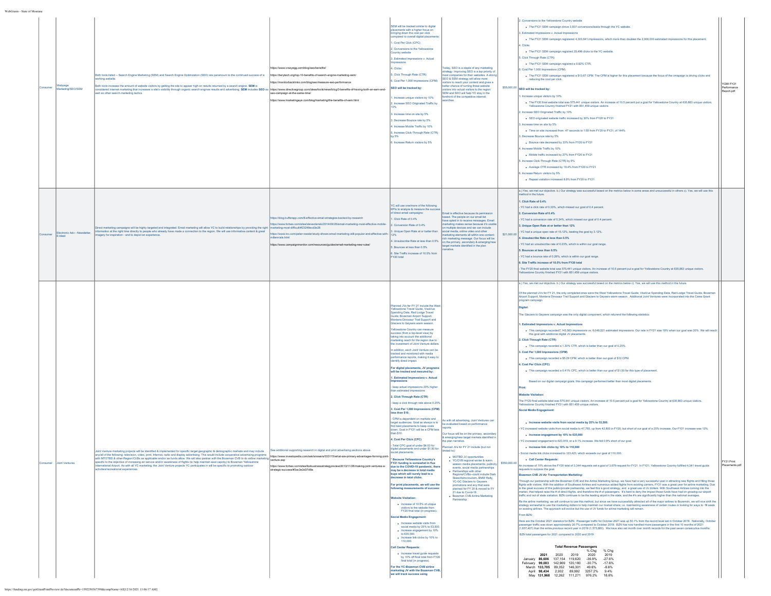| | | | | | | | | |
|---|---|---|---|---|---|---|---|---|
| Consumer | Webpage Marketing/SEO/SEM | Both tools listed – Search Engine Marketing (SEM) and Search Engine Optimization (SEO) are paramount to the continued success of a working website.<br><br>Both tools increase the amount of website visitors by getting the site to appear high on results returned by a search engine. **SEM** is considered internet marketing that increases a site's visibility through organic search engines results and advertising. **SEM** includes **SEO** as well as other search marketing tactics. | https://www.crazyegg.com/blog/seo/benefits/<br><br>https://berytech.org/top-10-benefits-of-search-engine-marketing-sem/<br><br>https://monitorbacklinks.com/blog/seo/measure-seo-performance<br><br>https://www.directivegroup.com/ideas/tools/news/blog/3-benefits-of-having-both-an-sem-and-seo-campaign-at-the-same-time/<br><br>https://www.marketingeye.com/blog/marketing/the-benefits-of-sem.html | SEM will be tracked similar to digital placements with a higher focus on bringing down the cost per click compared to overall digital placements:<br><br>1. Cost Per Click (CPC)<br>2. Conversions to the Yellowstone Country website<br>3. Estimated Impressions v. Actual Impressions<br>4. Clicks<br>5. Click Through Rate (CTR)<br>6. Cost Per 1,000 Impressions (CPM)<br><br>**SEO will be tracked by:**<br><br>1. Increase unique visitors by 10%<br>2. Increase SEO Originated Traffic by 10%<br>3. Increase time on site by 5%<br>3. Decrease Bounce rate by 5%<br>4. Increase Mobile Traffic by 10%<br>5. Increase Click-Through Rate (CTR) by 5%<br>6. Increase Return visitors by 5% | Today, SEO is a staple of any marketing strategy. Improving SEO is a top priority of most companies for their websites. A strong SEO & SEM strategy will allow more visitors to reach your content and gives a better chance of turning those website visitors into actual visitors to the region. SEM and SEO will help YC stay in the forefront of the competitive internet searches. | $55,000.00 | 2. Conversions to the Yellowstone Country website<br>• The FY21 SEM campaign drove 3,937 conversions/leads through the YC website.<br>3. Estimated Impressions v. Actual Impressions<br>• The FY21 SEM campaign registered 4,303,941 impressions, which more than doubles the 2,000,000 estimated impressions for this placement.<br>4. Clicks<br>• The FY21 SEM campaign registered 35,496 clicks to the YC website.<br>5. Click Through Rate (CTR)<br>• The FY21 SEM campaign registered a 0.82% CTR.<br>6. Cost Per 1,000 Impressions (CPM)<br>• The FY21 SEM campaign registered a $13.67 CPM. The CPM is higher for this placement because the focus of the cmapeign is driving clicks and reducing the cost per click.<br><br>**SEO will be tracked by:**<br>1. Increase unique visitors by 10%<br>• The FY20 final website total was 575,441 unique visitors. An increase of 10.5 percent put a goal for Yellowstone Country at 635,863 unique visitors. Yellowstone Country finished FY21 with 851,459 unique visitors.<br>2. Increase SEO Originated Traffic by 10%<br>• SEO originated website traffic increased by 30% from FY20 to FY21<br>3. Increase time on site by 5%<br>• Time on site increased from :47 seconds to 1:55 from FY20 to FY21, of 144%<br>3. Decrease Bounce rate by 5%<br>• Bounce rate decreased by 33% from FY20 to FY21<br>4. Increase Mobile Traffic by 10%<br>• Mobile traffic increased by 27% from FY20 to FY21<br>5. Increase Click-Through Rate (CTR) by 5%<br>• Average CTR increased by 19.4% from FY20 to FY21<br>6. Increase Return visitors by 5%<br>• Repeat visitation increased 8.8% from FY20 to FY21 | YCMI FY21 Performance Report.pdf |
| Consumer | Electronic Adv - Newsletter, E-blast | Direct marketing campaigns will be highly targeted and integrated. Email marketing will allow YC to build relationships by providing the right information at the right time directly to people who already have made a connection to the region. We will use informative content & great imagery for inspiration - and to depict an experience. | https://blog.bufferapp.com/6-effective-email-strategies-backed-by-research<br><br>https://www.forbes.com/sites/steveolenski/2014/09/26/email-marketing-most-effective-mobile-marketing-most-difficult/#23249acd3e28<br><br>https://www.inc.com/peter-roesler/study-shows-email-marketing-still-popular-and-effective-with-millennials.html<br><br>https://www.campaignmonitor.com/resources/guides/email-marketing-new-rules/ | YC will use one/more of the following KPIs to analyze & measure the success of direct email campaigns:<br><br>1. Click Rate of 0.4%<br>2. Conversion Rate of 0.4%<br>3. Unique Open Rate at or better than 12%<br>4. Unsubscribe Rate at less than 0.5%<br>5. Bounces at less than 0.5%<br>6. Site Traffic increase of 10.5% from FY20 total | Email is effective because its permission based. The people on our email list have opted in to receive messages. Email marketing makes sense because it's usable on multiple devices and we can include social media, online video and other marketing elements all within one content-rich marketing message. Our focus will be on the primary, secondary & emerging/new target markets identified in the plan narrative. | $21,000.00 | a.) Yes, we met our objective. b.) Our strategy was successful based on the metrics below in some areas and unsuccessful in others c). Yes, we will use this method in the future.<br><br>**1. Click Rate of 0.4%**<br>- YC had a click rate of 0.33%, which missed our goal of 0.4 percent.<br>**2. Conversion Rate of 0.4%**<br>- YC had a conversion rate of 0.34%, which missed our goal of 0.4 percent.<br>**3. Unique Open Rate at or better than 12%**<br>- YC had a unique open rate of 15.12%, beating the goal by 3.12%.<br>**4. Unsubscribe Rate at less than 0.5%**<br>- YC had an unsubscribe rate of 0.23%, which is within our goal range.<br>**5. Bounces at less than 0.5%**<br>- YC had a bounce rate of 0.28%, which is within our goal range.<br>**6. Site Traffic increase of 10.5% from FY20 total**<br>- The FY20 final website total was 575,441 unique visitors. An increase of 10.5 percent put a goal for Yellowstone Country at 635,863 unique visitors. Yellowstone Country finished FY21 with 851,459 unique visitors. | |
| Consumer | Joint Ventures | Joint Venture marketing projects will be identified & implemented for specific target geographic & demographic markets and may include any/all of the following: television, video, print, Internet, radio and display advertising. This would include cooperative advertising programs with MTOTBD & other Region/CVBs as applicable and/or as funds allow. We will also partner with the Bozeman CVB to do airline marketing specific to the objective of increasing air service and/or awareness of flights (to help maintain seat capcity) to Bozeman Yellowstone International Airport. As with all YC marketing, the Joint Venture projects YC participates in will be specific to promoting outdoor activities/recreational experiences. | See additional supporting research in digital and print advertising sections above.<br><br>https://www.investopedia.com/ask/answers/033115/what-are-primary-advantages-forming-joint-venture.asp<br><br>https://www.forbes.com/sites/forbesbusinessstrategyreview/2013/11/28/making-joint-ventures-a-strategic-success/#2ac2e2d37d9a | Planned JVs for FY 21 include the West Yellowstone Travel Guide, VisaVue Spending Data, Red Lodge Travel Guide, Bozeman Airport Support, Montana Dinosaur Trail Support and Glaciers to Geysers warm season.<br><br>Yellowstone Country can measure success (from a top-level view) by taking into account the additional marketing reach for the region due to the investment of Joint Venture dollars.<br><br>In addition, each Joint Venture can be tracked and monitored with media performance reports, making it easy to identify direct impact.<br><br>**For digital placements, JV programs will be tracked and mesured by:**<br><br>**1. Estimated Impressions v. Actual Impressions**<br>- keep actual impressions 20% higher than estimated impressions<br>**2. Click Through Rate (CTR)**<br>- keep a click through rate above 0.25%<br>**3. Cost Per 1,000 Impressions (CPM) less than $10.**<br>- CPM is dependent on markets and target audiences. Goal as always is to find best placements to keep costs down. Goal in FY21 will be a CPM less than $10.<br>**4. Cost Per Click (CPC)**<br>- Total CPC goal of under $4.00 for digital placements and under $1.50 for social placements.<br><br>*** Because Yellowstone Country's FY21 funding is somewhat in flux due to the COVID-19 pandemic, there may be a decrease in total media buys which will surely lead to a decrease in total clicks.**<br><br>**For print placements, we will use the following measurements of success:**<br><br>**Website Visitation:**<br>• Increase of 10.5% of unique visitors to the website from FY20 final total (in progress)<br><br>**Social Media Engagement:**<br>• Increase website visits from social media by 25% to 53,500.<br>• Increase engagement by 10% to 635,000.<br>• Increase link clicks by 10% to 110,000.<br><br>**Call Center Requests:**<br>• Increase travel guide requests by 10% off final total from FY20 final total (in progress)<br><br>**For the YC-Bozeman CVB airline markeitng JV with the Bozeman CVB, we will track success using** | As with all advertising, Joint Ventures can be evaluated based on performance reports.<br><br>Our focus will be on the primary, secondary & emerging/new target markets identified in the plan narrative.<br><br>Planned JVs for FY 21 include (but not limited to):<br>• MOTBD JV opportunities<br>• YC/CVB regional winter & warm season media placements, publicity events, social media partnerships<br>• Partnerships with other Regions/CVBs--could include Dark Skies/Astro-tourism, BMW Rally, YC-GC Glaciers to Geysers promotions and any that were planned for FY 20 & moved to FY 21 due to Covid-19.<br>• Bozeman CVB Airline Marketing Partnership | $550,000.00 | a.) Yes, we met our objective. b.) Our strategy was successful based on the metrics below c). Yes, we will use this method in the future.<br><br>Of the planned JVs for FY 21, the only completed ones were the West Yellowstone Travel Guide, VisaVue Spending Data, Red Lodge Travel Guide, Bozeman Airport Support, Montana Dinosaur Trail Support and Glaciers to Geysers warm season. Additional Joint Ventures were incorporated into the Cares Grant program campaign.<br><br>**Digital:**<br>The Glaciers to Geysers campaign was the only digital component, which returend the following statistics:<br><br>**1. Estimated Impressions v. Actual Impressions**<br>• This campaign recorded7,143,563 impressions vs. 6,049,521 estimated impressions. Our rate in FY21 was 18% when our goal was 20%. We will reach this goal with additional digital JV placements.<br>**2. Click Through Rate (CTR)**<br>• This campaign recorded a 1.30% CTR, which is better than our goal of 0.25%.<br>**3. Cost Per 1,000 Impressions (CPM)**<br>• This campaign recorded a $5.29 CPM, which is better than our goal of $10 CPM.<br>**4. Cost Per Click (CPC)**<br>• This campaign recorded a 0.41% CPC, which is better than our goal of $1.50 for this type of placement.<br><br>Based on our digital campaign goals, this campaign performed better than most digital placements.<br><br>**Print:**<br>**Website Visitation:**<br>The FY20 final website total was 575,441 unique visitors. An increase of 10.5 percent put a goal for Yellowstone Country at 635,863 unique visitors. Yellowstone Country finished FY21 with 851,459 unique visitors.<br>**Social Media Engagement:**<br>• **Increase website visits from social media by 25% to 53,500.**<br>- YC increased website visits from social media to 47,750, up from 42,800 in FY20, but short of our goal of a 25% increase. Our FY21 increase was 12%.<br>• **Increase engagement by 10% to 635,000**<br>- YC increased engagement to 623,919, or a 9.1% increase. We fell 0.9% short of our goal.<br>• **Increase link clicks by 10% to 110,000**<br>- Social media link clicks increased to 123,423, which exceeds our goal of 110,000.<br>• **Call Center Requests:**<br>An increase of 10% above the FY20 total of 3,344 requests set a goal of 3,679 request for FY21. In FY21, Yellowstone Country fulfilled 4,341 travel guide requests to surpass the goal.<br>**Bozeman CVB JV-Air Transportation Marketing:**<br>Through our partnership with the Bozeman CVB and the Airline Marketing Group, we have had a very successful year in attracting new flights and filling those flights with visitors. With the addition of Southwest Airlines and numerous added flights from existing carriers, FY21 was a great year for airline marketing. Due to the great success of this public/private partnership, we feel this a good strategy, and a great use of JV dollars. With Southwest Airlines coming into the market, that helped raise the # of direct flights, and therefore the # of passengers. It's hard to deny the impact those funds have had on growing our airport traffic and out of state visitation. BZN continues to be the leading airport in the state, and the #'s are significantly higher than the national averages.<br><br>Re the airline marketing, we will continue to use this method, but since we have successfully attracted all of the major airlines to Bozeman, we will now shift the strategy somewhat to use the marketing dollars to help maintain our market share; i.e. maintaining awareness of certain routes or looking for ways to fill seats on existing airlines. The approach will evolve but the use of JV funds for airline marketing will remain.<br><br>From BZN:<br>Here are the October 2021 statistics for BZN. Passenger traffic for October 2021 was up 50.1% from the record level set in October 2019. Nationally, October passenger traffic was down approximately 20.7% compared to October 2019. BZN has now handled more passengers in the first 10 months of 2021 (1,657,407) than the entire previous record year in 2019 (1,573,860). We have also set month over month records for the past seven consecutive months.<br><br>BZN total passengers for 2021 compared to 2020 and 2019<br><br>**Total Revenue Passengers**<br><br>| | 2021 | 2020 | 2019 | % Chg 2020 | % Chg 2019 |<br>|---|---|---|---|---|---|<br>| January | 86,606 | 137,154 | 119,620 | -36.9% | -27.6% |<br>| February | 99,083 | 142,969 | 120,180 | -30.7% | -17.6% |<br>| March | 133,705 | 89,352 | 146,301 | 49.6% | -8.6% |<br>| April | 98,434 | 2,932 | 89,992 | 3257.2% | 9.4% |<br>| May | 131,968 | 12,262 | 111,271 | 976.2% | 18.6% | | FY21 Print Placements.pdf |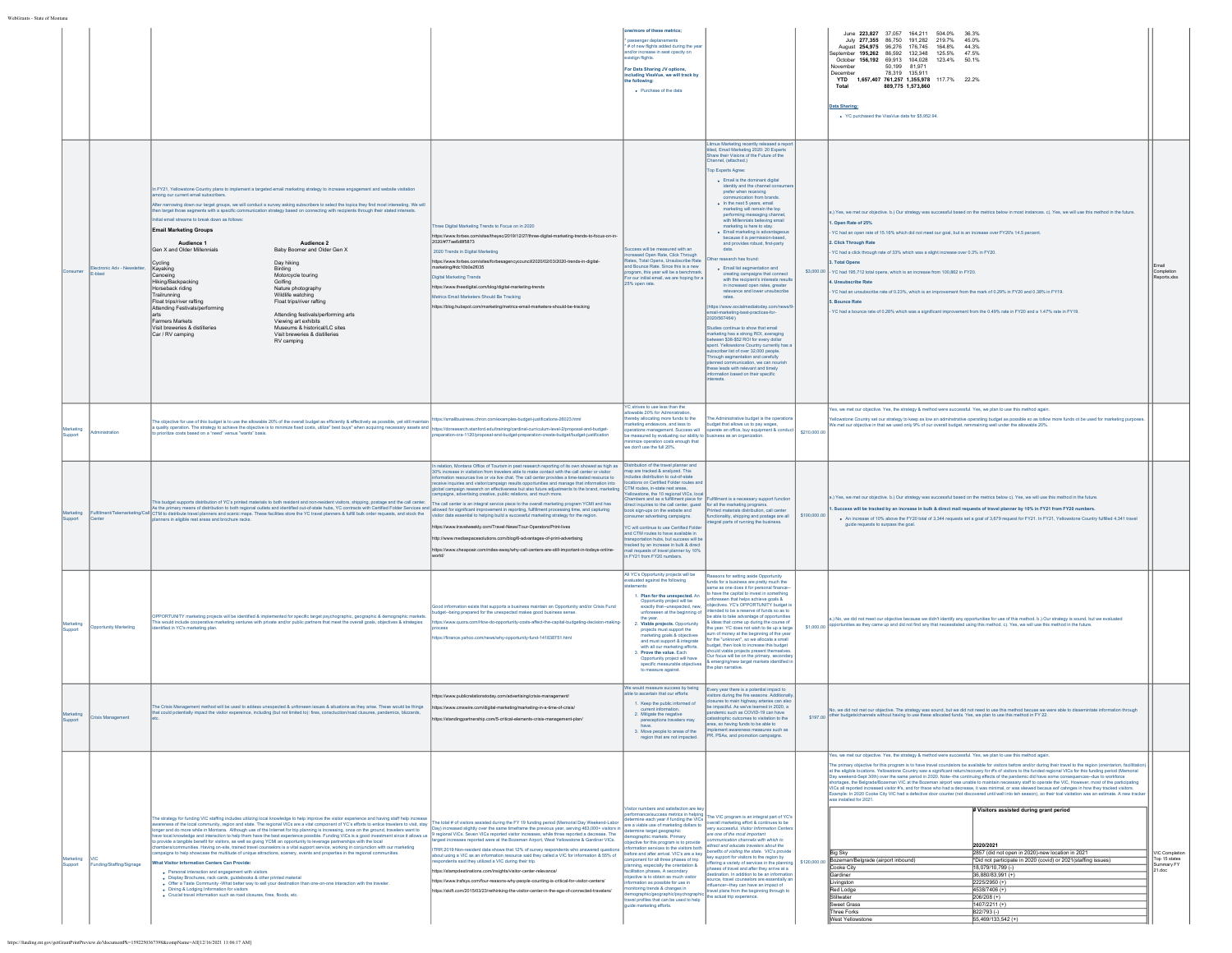| | | | | | | | | |
|---|---|---|---|---|---|---|---|---|
| | | | | one/more of these metrics:<br>* passenger deplanements<br>* # of new flights added during the year and/or increase in seat capacity on existign flights.<br>**For Data Sharing JV options, including VisaVue, we will track by the following:**<br>- Purchase of the data | | | June **223,827** 37,057 164,211 504.0% 36.3%<br>July **277,355** 86,750 191,282 219.7% 45.0%<br>August **254,975** 96,276 176,745 164.8% 44.3%<br>September **195,262** 86,592 132,348 125.5% 47.5%<br>October **156,192** 69,913 104,028 123.4% 50.1%<br>November 50,199 81,971<br>December 78,319 135,911<br>YTD **1,657,407 761,257 1,355,978** 117.7% 22.2%<br>Total **889,775 1,573,860**<br><br>**Data Sharing:**<br>- YC purchased the VisaVue data for $5,952.94. | |
| Consumer | Electronic Adv - Newsletter, E-blast | In FY21, Yellowstone Country plans to implement a targeted email marketing strategy to increase engagement and website visitation among our current email subscribers.<br>After narrowing down our target groups, we will conduct a survey asking subscribers to select the topics they find most interesting. We will then target those segments with a specific communication strategy based on connecting with recipients through their stated interests.<br>Initial email streams to break down as follows:<br>**Email Marketing Groups**<br>**Audience 1**<br>Gen X and Older Millennials<br>Cycling<br>Kayaking<br>Canoeing<br>Hiking/Backpacking<br>Horseback riding<br>Trailrunning<br>Float trips/river rafting<br>Attending Festivals/performing arts<br>Farmers Markets<br>Visit breweries & distilleries<br>Car / RV camping<br>**Audience 2**<br>Baby Boomer and Older Gen X<br>Day hiking<br>Birding<br>Motorcycle touring<br>Golfing<br>Nature photography<br>Wildlife watching<br>Float trips/river rafting<br>Attending festivals/performing arts<br>Viewing art exhibits<br>Museums & historical/LC sites<br>Visit breweries & distilleries<br>RV camping | Three Digital Marketing Trends to Focus on in 2020<br>https://www.forbes.com/sites/theyec/2019/12/27/three-digital-marketing-trends-to-focus-on-in-2020/#77ae6d8f5873<br>2020 Trends in Digital Marketing<br>https://www.forbes.com/sites/forbesagencycouncil/2020/02/03/2020-trends-in-digital-marketing/#dc10b0e2f035<br>Digital Marketing Trends<br>https://www.freedigital.com/blog/digital-marketing-trends<br>Metrics Email Marketers Should Be Tracking<br>https://blog.hubspot.com/marketing/metrics-email-marketers-should-be-tracking | Success will be measured with an increased Open Rate, Click Through Rates, Total Opens, Unsubscribe Rate and Bounce Rate. Since this is a new program, this year will be a benchmark. For our initial email, we are hoping for a 25% open rate. | Litmus Marketing recently released a report titled, Email Marketing 2020: 20 Experts Share their Visions of the Future of the Channel. (attached.)<br>Top Experts Agree:<br>- Email is the dominant digital identity and the channel consumers prefer when receiving communication from brands.<br>- In the next 5 years, email marketing will remain the top performing messaging channel, with Millennials believing email marketing is here to stay.<br>- Email marketing is advantageous because it is permission-based, and provides robust, first-party data.<br>Other research has found:<br>- Email list segmentation and creating campaigns that connect with the recipient's interests results in increased open rates, greater relevance and lower unsubscribe rates.<br>(https://www.socialmediatoday.com/news/9-email-marketing-best-practices-for-2020/567464/)<br>Studies continue to show that email marketing has a strong ROI, averaging between $38-$52 ROI for every dollar spent. Yellowstone Country currently has a subscriber list of over 32,000 people. Through segmentation and carefully planned communication, we can nourish these leads with relevant and timely information based on their specific interests. | $3,000.00 | a.) Yes, we met our objective. b.) Our strategy was successful based on the metrics below in most instances. c). Yes, we will use this method in the future.<br>**1. Open Rate of 25%**<br>- YC had an open rate of 15.16% which did not meet our goal, but is an increase over FY20's 14.5 percent.<br>**2. Click Through Rate**<br>- YC had a click through rate of 33% which was a slight increase over 0.3% in FY20.<br>**3. Total Opens**<br>- YC had 195,712 total opens, which is an increase from 100,862 in FY20.<br>**4. Unsubscribe Rate**<br>- YC had an unsubscribe rate of 0.23%, which is an improvement from the mark of 0.29% in FY20 and 0.38% in FY19.<br>**5. Bounce Rate**<br>- YC had a bounce rate of 0.28% which was a significant improvement from the 0.49% rate in FY20 and a 1.47% rate in FY19. | Email Completion Reports.xlsx |
| Marketing Support | Administration | The objective for use of this budget is to use the allowable 20% of the overall budget as efficiently & effectively as possible, yet still maintain a quality operation. The strategy to achieve the objective is to minimize fixed costs, utilize" best buy" when acquiring necessary assets and to prioritize costs based on a "need" versus "wants" basis. | https://smallbusiness.chron.com/examples-budget-justifications-28023.html<br>https://doresearch.stanford.edu/training/cardinal-curriculum-level-2/proposal-and-budget-preparation-cra-1120/proposal-and-budget-preparation-create-budget/budget-justification | YC strives to use less than the allowable 20% for Administration, thereby allocating more funds to the marketing endeavors, and less to operations management. Success will be measured by evaluating our ability to minimize operation costs enough that we don't use the full 20%. | The Administrative budget is the operations budget that allows us to pay wages, operate an office, buy equipment & conduct business as an organization. | $210,000.00 | Yes, we met our objective. Yes, the strategy & method were successful. Yes, we plan to use this method again.<br>Yellowstone Country set our strategy to keep as low an administrative operating budget as possible so as to allow more funds to be used for marketing purposes. We met our objective in that we used only 9% of our overall budget, remaining well under the allowable 20%. | |
| Marketing Support | Fulfillment/Telemarketing/Call Center | This budget supports distribution of YC's printed materials to both resident and non-resident visitors, shipping, postage and the call center. As the primary means of distribution to both regional outlets and identified out-of-state hubs, YC contracts with Certified Folder Services and CTM to distribute travel planners and scenic maps. These facilities store the YC travel planners & fulfill bulk order requests, and stock the planners in eligible rest areas and brochure racks. | In relation, Montana Office of Tourism in past research reporting of its own showed as high as 30% increase in visitation from travelers able to make contact with the call center or visitor information resources live or via live chat. The call center provides a time-tested resource to receive inquiries and visitor/campaign results opportunities and manage that information into global campaign research on effectiveness but also future adjustments to the brand, marketing campaigns, advertising creative, public relations, and much more.<br>The call center is an integral service piece to the overall marketing program YCMI and has allowed for significant improvement in reporting, fulfillment processing time, and capturing visitor data essential to helping build a successful marketing strategy for the region.<br>https://www.travelweekly.com/Travel-News/Tour-Operators/Print-lives<br>http://www.mediaspacesolutions.com/blog/9-advantages-of-print-advertising<br>https://www.cheapoair.com/miles-away/why-call-centers-are-still-important-in-todays-online-world/ | Distribution of the travel planner and map are tracked & analyzed. This includes distribution to out-of-state locations on Certified Folder routes and CTM routes, in-state rest areas, Yellowstone, the 10 regional VICs, local Chambers and as a fulfillment piece for direct inquiries to the call center, guest book sign-ups on the website and consumer advertising campaigns.<br>YC will continue to use Certified Folder and CTM routes to have available in transportation hubs, but success will be tracked by an increase in bulk & direct mail requests of travel planner by 10% in FY21 from FY20 numbers. | Fulfillment is a necessary support function for all the marketing programs. Printed materials distribution, call center functionality, shipping and postage are all integral parts of running the business. | $100,000.00 | a.) Yes, we met our objective. b.) Our strategy was successful based on the metrics below c). Yes, we will use this method in the future.<br>**1. Success will be tracked by an increase in bulk & direct mail requests of travel planner by 10% in FY21 from FY20 numbers.**<br>- An increase of 10% above the FY20 total of 3,344 requests set a goal of 3,679 request for FY21. In FY21, Yellowstone Country fulfilled 4,341 travel guide requests to surpass the goal. | |
| Marketing Support | Opportunity Marketing | OPPORTUNITY marketing projects will be identified & implemented for specific target psychographic, geographic & demographic markets. This would include cooperative marketing ventures with private and/or public partners that meet the overall goals, objectives & strategies identified in YC's marketing plan. | Good information exists that supports a business maintain an Opportunity and/or Crisis Fund budget--being prepared for the unexpected makes good business sense.<br>https://www.quora.com/How-do-opportunity-costs-affect-the-capital-budgeting-decision-making-process<br>https://finance.yahoo.com/news/why-opportunity-fund-141638751.html | All YC's Opportunity projects will be evaluated against the following statements:<br>1. **Plan for the unexpected.** An Opportunity project will be exactly that--unexpected, new, unforeseen at the beginning of the year.<br>2. **Viable projects.** Opportunity projects must support the marketing goals & objectives and must support & integrate with all our marketing efforts.<br>3. **Prove the value.** Each Opportunity project will have specific measurable objectives to measure against. | Reasons for setting aside Opportunity funds for a business are pretty much the same as one does it for personal finance-- to have the capital to invest in something unforeseen that helps achieve goals & objectives. YC's OPPORTUNITY budget is intended to be a reserve of funds so as to be able to take advantage of opportunities & ideas that come up during the course of the year. YC does not wish to tie up a large sum of money at the beginning of the year for the "unknown", so we allocate a small budget, then look to increase this budget should viable projects present themselves. Our focus will be on the primary, secondary & emerging/new target markets identified in the plan narrative. | $1,000.00 | a.) No, we did not meet our objective because we didn't identify any opportunities for use of this method. b.) Our strategy is sound, but we evaluated opportunities as they came up and did not find any that necessitated using this method. c). Yes, we will use this method in the future. | |
| Marketing Support | Crisis Management | The Crisis Management method will be used to address unexpected & unforeseen issues & situations as they arise. These would be things that could potentially impact the visitor experience, including (but not limited to): fires, construction/road closures, pandemics, blizzards, etc. | https://www.publicrelationstoday.com/advertising/crisis-management/<br>https://www.cmswire.com/digital-marketing/marketing-in-a-time-of-crisis/<br>https://standingpartnership.com/5-critical-elements-crisis-management-plan/ | We would measure success by being able to ascertain that our efforts:<br>1. Keep the public informed of current information.<br>2. Mitigate the negative perceptions travelers may have.<br>3. Move people to areas of the region that are not impacted. | Every year there is a potential impact to visitors during the fire seasons. Additionally, closures to main highway arteries can also be impactful. As we've learned in 2020, a pandemic such as COVID-19 can have catastrophic outcomes to visitation to the area, so having funds to be able to implement awareness measures such as PR, PSAs, and promotion campaigns. | $197.00 | No, we did not met our objective. The strategy was sound, but we did not need to use this method becuase we were able to disseminate information through other budgets/channels without having to use these allocated funds. Yes, we plan to use this method in FY 22. | |
| Marketing Support | VIC Funding/Staffing/Signage | The strategy for funding VIC staffing includes utilizing local knowledge to help improve the visitor experience and having staff help increase awareness of the local community, region and state. The regional VICs are a vital component of YC's efforts to entice travelers to visit, stay longer and do more while in Montana. Although use of the Internet for trip planning is increasing, once on the ground, travelers want to have local knowledge and interaction to help them have the best experience possible. Funding VICs is a good investment since it allows us to provide a tangible benefit for visitors, as well as giving YCMI an opportunity to leverage partnerships with the local chambers/communities. Having on-site, trained travel counselors is a vital support service, working in conjunction with our marketing campaigns to help showcase the multitude of unique attractions, scenery, events and properties in the regional communities.<br>**What Visitor Information Centers Can Provide:**<br>- Personal interaction and engagement with visitors<br>- Display Brochures, rack cards, guidebooks & other printed material<br>- Offer a Taste Community -What better way to sell your destination than one-on-one interaction with the traveler.<br>- Dining & Lodging Information for visitors<br>- Crucial travel information such as road closures, fires, floods, etc. | The total # of visitors assisted during the FY 19 funding period (Memorial Day Weekend-Labor Day) increased slightly over the same timeframe the previous year, serving 483,000+ visitors in 9 regional VICs. Seven VICs reported visitor increases, while three reported a decrease. The largest increases reported were at the Bozeman Airport, West Yellowstone & Gardiner VICs.<br>ITRR 2019 Non-resident data shows that 12% of survey respondents who answered questions about using a VIC as an information resource said they called a VIC for information & 55% of respondents said they utilized a VIC during their trip.<br>https://stampdestinations.com/insights/visitor-center-relevance/<br>https://www.trafsys.com/four-reasons-why-people-counting-is-critical-for-visitor-centers/<br>https://skift.com/2015/03/23/rethinking-the-visitor-center-in-the-age-of-connected-travelers/ | Visitor numbers and satisfaction are key performance/success metrics in helping determine each year if funding the VICs are a viable use of marketing dollars to determine target geographic demographic markets. Primary objective for this program is to provide information services to the visitors both before and after arrival. VIC's are a key component for all three phases of trip planning, especially the orientation & facilitation phases. A secondary objective is to obtain as much visitor information as possible for use in monitoring trends & changes in demographic/geographic/psychographic travel profiles that can be used to help guide marketing efforts. | The VIC program is an integral part of YC's overall marketing effort & continues to be very successful. *Visitor Information Centers are one of the most important communication channels with which to attract and educate travelers about the benefits of visiting the state.* VIC's provide key support for visitors to the region by offering a variety of services in the planning phases of travel and after they arrive at a destination. In addition to be an information source, travel counselors are essentially an influencer--they can have an impact of travel plans from the beginning through to the actual trip experience. | $120,000.00 | Yes, we met our objective. Yes, the strategy & method were successful. Yes, we plan to use this method again.<br>The primary objective for this program is to have travel counselors be available for visitors before and/or during their travel to the region (orientation, facilitation) at the eligible locations. Yellowstone Country saw a significant return/recovery for #s of visitors to the funded regional VICs for this funding period (Memorial Day weekend-Sept 30th) over the same period in 2020. Note--the continuing effects of the pandemic did have some consequences--due to workforce shortages, the Belgrade/Bozeman VIC at the Bozeman airport was unable to maintain necessary staff to operate the VIC. However, most of the participating VICs all reported increased visitor #'s, and for those who had a decrease, it was minimal, or was skewed becuase eof cahnges in how they tracked visitors. Example: In 2020 Cooke City VIC had a defective door counter (not discovered until well into teh season), so their toal visitation was an estimate. A new tracker was installed for 2021. | VIC Completion Top 15 states Summary FY 21.doc |

| | # Visitors assisted during grant period |
|---|---|
| | 2020/2021 |
| Big Sky | 2857 (did not open in 2020)-new location in 2021 |
| Bozeman/Belgrade (airport inbound) | Did not participate in 2020 (covid) or 2021(staffing issues) |
| Cooke City | 18,079/10,799 (-) |
| Gardiner | 36,880/83,991 (+) |
| Livingston | 2225/2950 (+) |
| Red Lodge | 4538/7406 (+) |
| Stillwater | 206/208 (+) |
| Sweet Grass | 1407/2211 (+) |
| Three Forks | 822/793 (-) |
| West Yellowstone | 55,469/133,542 (+) |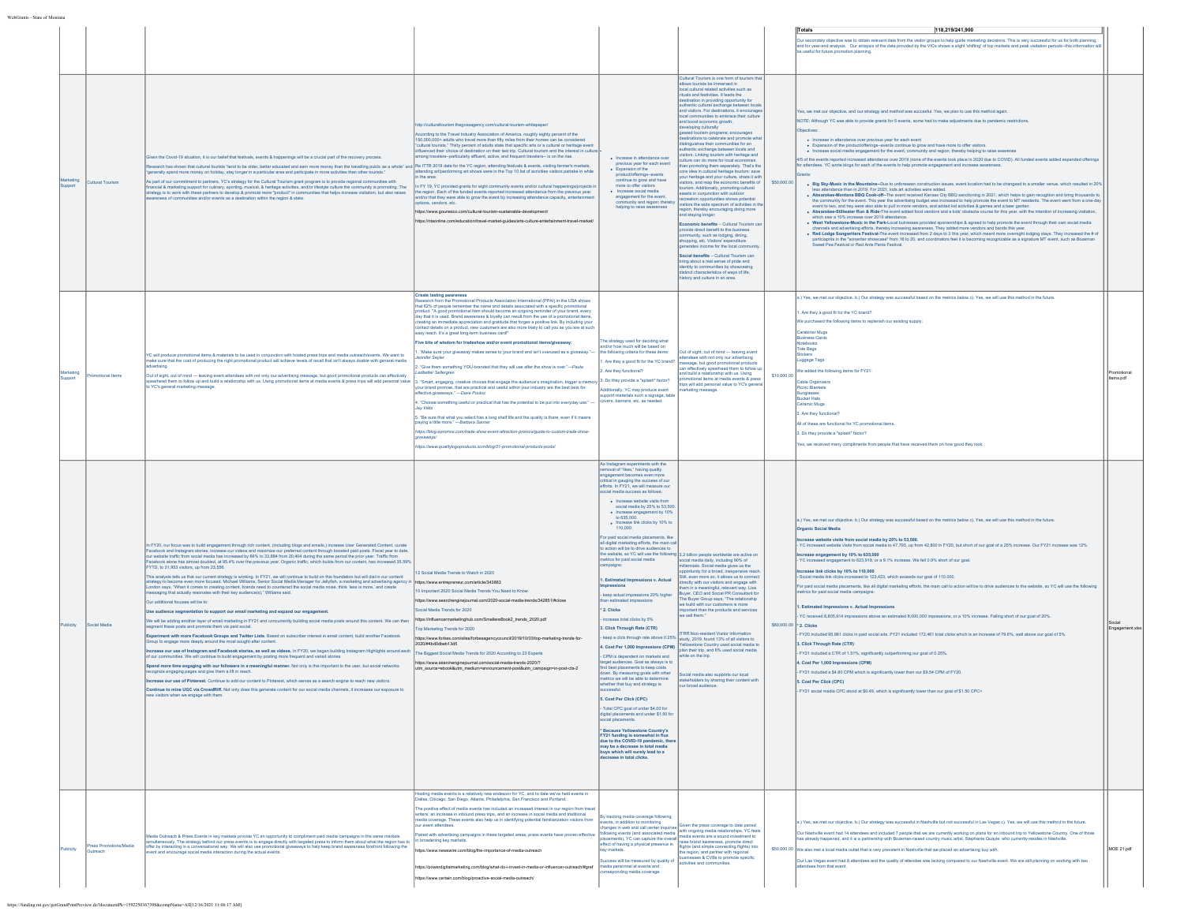| | | | | | | | | |
|---|---|---|---|---|---|---|---|---|
| | | | | | | | **Totals** 118,219/241,900<br><br>Our secondary objective was to obtain relevant data from the visitor groups to help guide marketing decisions. This is very successful for us both planning, and for year-end analysis. Our anlayses of the data provided by the VICs shows a slight 'shifting' of top markets and peak visitation periods--this information will be useful for future promotion planning. | |
| Marketing Support | Cultural Tourism | Given the Covid-19 situation, it is our belief that festivals, events & happenings will be a crucial part of the recovery process.<br><br>Research has shown that cultural tourists "tend to be older, better educated and earn more money than the travelling public as a whole" and "generally spend more money on holiday, stay longer in a particular area and participate in more activities than other tourists."<br><br>As part of our commitment to partners, YC's strategy for the Cultural Tourism grant program is to provide regional communities with financial & marketing support for culinary, sporting, musical, & heritage activities, and/or lifestyle culture the community is promoting. The strategy is to work with these partners to develop & promote more "product" in communities that helps increase visitation, but also raises awareness of communities and/or events as a destination within the region & state. | http://culturaltourism.thegossagency.com/cultural-tourism-whitepaper/<br><br>According to the Travel Industry Association of America, roughly eighty percent of the 150,000,000+ adults who travel more than fifty miles from their homes can be considered "cultural tourists." Thirty percent of adults state that specific arts or a cultural or heritage event influenced their choice of destination on their last trip. Cultural tourism and the interest in culture among travelers--particularly affluent, active, and frequent travelers-- is on the rise.<br><br>Per ITTR 2019 data for the YC region, attending festivals & events, visiting farmer's markets, attending art/performing art shows were in the Top 10 list of activities visitors partake in while in the area.<br><br>In FY 19, YC provided grants for eight community events and/or cultural happenings/projects in the region. Each of the funded events reported increased attendance from the previous year and/or that they were able to grow the event by increasing attendance capacity, entertainment options, vendors, etc.<br><br>https://www.gounesco.com/cultural-tourism-sustainable-development/<br><br>https://ntaonline.com/education/travel-market-guides/arts-culture-entertainment-travel-market/ | - Increase in attendance over previous year for each event<br>- Expansion of the product/offerings--events continue to grow and have more to offer visitors<br>- Increase social media engagement for the event, community and region; thereby helping to raise awareness | Cultural Tourism is one form of tourism that allows tourists be immersed in local cultural related activities such as rituals and festivities. It leads the destination in providing opportunity for authentic cultural exchange between locals and visitors. For destinations, it encourages local communities to embrace their culture and boost economic growth, developing culturally geared tourism programs; encourages destinations to celebrate and promote what distinguishes their communities for an authentic exchange between locals and visitors. Linking tourism with heritage and culture can do more for local economies than promoting them separately. That's the core idea in cultural heritage tourism: save your heritage and your culture, share it with visitors, and reap the economic benefits of tourism. Additionally, promoting cultural assets in conjunction with outdoor recreation opportunities shows potential visitors the wide spectrum of activities in the region, thereby encouraging doing more and staying longer.<br><br>**Economic benefits** – Cultural Tourism can provide direct benefit to the business community, such as lodging, dining, shopping, etc. Visitors' expenditure generates income for the local community.<br><br>**Social benefits** – Cultural Tourism can bring about a real sense of pride and identity to communities by showcasing distinct characteristics of ways of life, history and culture in an area. | $50,000.00 | Yes, we met our objective, and our strategy and method was succesful. Yes, we plan to use this method again.<br><br>NOTE: Although YC was able to provide grants for 5 events, some had to make adjustments due to pandemic restrictions.<br><br>Objectives:<br>- Increase in attendance over previous year for each event<br>- Expansion of the product/offerings--events continue to grow and have more to offer visitors<br>- Increase social media engagement for the event, community and region; thereby helping to raise awareness<br><br>4/5 of the events reported increased attendance over 2019 (none of the events took place in 2020 due to COVID). All funded events added expanded offerings for attendees. YC wrote blogs for each of the events to help promote engagement and increase awareness.<br><br>Grants:<br>- **Big Sky-Music in the Mountains**--Due to unforeseen construction issues, event location had to be changed to a smaller venue, which resulted in 20% less attendance than in 2019. For 2021, kids art activities were added.<br>- **Absarokee-Montana BBQ Cook-off**--The event received Kansas City BBQ sanctioning in 2021, which helps to gain recognition and bring thousands to the community for the event. This year the advertising budget was increased to help promote the event to MT residents. The event went from a one-day event to two, and they were also able to pull in more vendors, and added kid activities & games and a beer garden.<br>- **Absarokee-Stillwater Run & Ride**-The event added food vendors and a kids' obstacle course for this year, with the intention of increasing visitation, which saw a 10% increase over 2019 attendance.<br>- **West Yellowstone-Music in the Park**-Local businesses provided sponsorships & agreed to help promote the event through their own social media channels and advertising efforts, thereby increasing awareness. They added more vendors and bands this year.<br>- **Red Lodge Songwriters Festival**-The event increased from 2 days to 3 this year, which meant more overnight lodging stays. They increased the # of participants in the "songwriter showcase" from 16 to 20, and coordinators feel it is becoming recognizable as a signature MT event, such as Bozeman Sweet Pea Festival or Red Ants Pants Festival. | |
| Marketing Support | Promotional Items | YC will produce promotional items & materials to be used in conjunction with hosted press trips and media outreach/events. We want to make sure that the cost of producing the right promotional product will achieve levels of recall that isn't always doable with general media advertising.<br><br>Out of sight, out of mind — leaving event attendees with not only our advertising message, but good promotional products can effectively spearhead them to follow up and build a relationship with us. Using promotional items at media events & press trips will add personal value to YC's general marketing message. | **Create lasting awareness**<br>Research from the Promotional Products Association International (PPAI) in the USA shows that 82% of people remember the name and details associated with a specific promotional product. "A good promotional item should become an ongoing reminder of your brand, every day that it is used. Brand awareness & loyalty can result from the use of a promotional items, creating an immediate appreciation and gratitude that forges a positive link. By including your contact details on a product, new customers are also more likely to call you as you are at such easy reach. It's a great long-term business card!"<br><br>**Five bits of wisdom for tradeshow and/or event promotional items/giveaway:**<br>1. "Make sure your giveaway makes sense to your brand and isn't overused as a giveaway."— *Jennifer Seyler*<br>2. "Give them something YOU-branded that they will use after the show is over."—*Paula Ladbetter Sellergren*<br>3. "Smart, engaging, creative choices that engage the audience's imagination, trigger a memory of your brand promise, that are practical and useful within your industry are the best bets for effective giveaways." —*Dave Poulos*<br>4. "Choose something useful or practical that has the potential to be put into everyday use." — *Jay Veltz*<br>5. "Be sure that what you select has a long shelf life and the quality is there, even if it means paying a little more." —*Barbara Sanner*<br><br>*https://blog.epromos.com/trade-show-event-attraction-promos/guide-to-custom-trade-show-giveaways/*<br><br>*https://www.qualitylogoproducts.com/blog/21-promotional-products-posts/* | The strategy used for deciding what and/or how much will be based on the following criteria for these items:<br>1. Are they a good fit for the YC brand?<br>2. Are they functional?<br>3. Do they provide a "splash" factor?<br><br>Additionally, YC may produce event support materials such a signage, table covers, banners, etc. as needed. | Out of sight, out of mind — leaving event attendees with not only our advertising message, but good promotional products can effectively spearhead them to follow up and build a relationship with us. Using promotional items at media events & press trips will add personal value to YC's general marketing message. | $10,000.00 | a.) Yes, we met our objective. b.) Our strategy was successful based on the metrics below c). Yes, we will use this method in the future.<br><br>1. Are they a good fit for the YC brand?<br><br>We purchased the following items to replenish our existing supply:<br><br>Carabiner Mugs<br>Business Cards<br>Notebooks<br>Tote Bags<br>Stickers<br>Luggage Tags<br><br>We added the following items for FY21:<br><br>Cable Organizers<br>Picnic Blankets<br>Sunglasses<br>Bucket Hats<br>Ceramic Mugs<br><br>2. Are they functional?<br><br>All of these are functional for YC promotional items.<br><br>3. Do they provide a "splash" factor?<br><br>Yes, we received many compliments from people that have received them on how good they look. | Promotional Items.pdf |
| Publicity | Social Media | In FY20, our focus was to build engagement through rich content, (including blogs and emails,) increase User Generated Content, curate Facebook and Instagram stories, increase our videos and maximize our preferred content through boosted paid posts. Fiscal year to date, our website traffic from social media has increased by 66% to 33,884 from 20,404 during the same period the prior year. Traffic from Facebook alone has almost doubled, at 95.4% over the previous year. Organic traffic, which builds from our content, has increased 35.59% FYTD, to 31,953 visitors, up from 23,566.<br><br>This analysis tells us that our current strategy is working. In FY21, we will continue to build on this foundation but will dial in our content strategy to become even more focused. Michael Williams, Senior Social Media Manager for Jellyfish, a marketing and advertising agency in London says, "When it comes to creating content, brands need to counteract the social media noise, think 'less is more,' and create messaging that actually resonates with their key audience(s)," Williams said.<br><br>Our additional focuses will be to:<br><br>**Use audience segmentation to support our email marketing and expand our engagement.**<br><br>We will be adding another layer of email marketing in FY21 and concurrently building social media posts around this content. We can then segment these posts and promote them via paid social.<br><br>**Experiment with more Facebook Groups and Twitter Lists.** Based on subscriber interest in email content, build another Facebook Group to engage more deeply around the most sought-after content.<br><br>**Increase our use of Instagram and Facebook stories, as well as videos.** In FY20, we began building Instagram Highlights around each of our communities. We will continue to build engagement by posting more frequent and varied stories.<br><br>**Spend more time engaging with our followers in a meaningful manner.** Not only is this important to the user, but social networks recognize engaging pages and give them a lift in reach.<br><br>**Increase our use of Pinterest.** Continue to add our content to Pinterest, which serves as a search engine to reach new visitors.<br><br>**Continue to mine UGC via CrowdRiff.** Not only does this generate content for our social media channels, it increases our exposure to new visitors when we engage with them. | 12 Social Media Trends to Watch in 2020<br>https://www.entrepreneur.com/article/343683<br><br>10 Important 2020 Social Media Trends You Need to Know<br>https://www.searchenginejournal.com/2020-social-media-trends/342851/#close<br><br>Social Media Trends for 2020<br>https://influencermarketinghub.com/SmallereBook2_trends_2020.pdf<br><br>Top Marketing Trends for 2020<br>https://www.forbes.com/sites/forbesagencycouncil/2019/10/03/top-marketing-trends-for-2020/#4bd0beb13d5<br><br>The Biggest Social Media Trends for 2020 According to 23 Experts<br>https://www.searchenginejournal.com/social-media-trends-2020/?utm_source=ebook&utm_medium=announcement-post&utm_campaign=in-post-cta-2 | As Instagram experiments with the removal of "likes," having quality engagement becomes even more critical in gauging the success of our efforts. In FY21, we will measure our social media success as follows:<br>- Increase website visits from social media by 25% to 53,500.<br>- Increase engagement by 10% to 635,000.<br>- Increase link clicks by 10% to 110,000.<br><br>For paid social media placements, like all digital marketing efforts, the main call to action will be to drive audiences to the website, so YC will use the following metrics for paid social media campaigns:<br><br>**1. Estimated Impressions v. Actual Impressions**<br>- keep actual impressions 20% higher than estimated impressions<br><br>**\* 2. Clicks**<br>- increase total clicks by 5%<br><br>**3. Click Through Rate (CTR)**<br>- keep a click through rate above 0.25%<br><br>**4. Cost Per 1,000 Impressions (CPM)**<br>- CPM is dependent on markets and target audiences. Goal as always is to find best placements to keep costs down. By measuring goals with other metrics we will be able to determine whether that buy and strategy is successful.<br><br>**5. Cost Per Click (CPC)**<br>- Total CPC goal of under $4.00 for digital placements and under $1.50 for social placements.<br><br>**\* Because Yellowstone Country's FY21 funding is somewhat in flux due to the COVID-19 pandemic, there may be a decrease in total media buys which will surely lead to a decrease in total clicks.** | 3.2 billion people worldwide are active on social media daily, including 90% of millennials. Social media gives us the opportunity for a broad, inexpensive reach. Still, even more so, it allows us to connect directly with our visitors and engage with them in a meaningful, relevant way. Lisa Buyer, CEO and Social PR Consultant for The Buyer Group says, "The relationship we build with our customers is more important than the products and services we sell them."<br><br>ITRR Non-resident Visitor Information study, 2019, found 13% of all visitors to Yellowstone Country used social media to plan their trip, and 8% used social media while on the trip.<br><br>Social media also supports our local stakeholders by sharing their content with our broad audience. | $60,000.00 | a.) Yes, we met our objective. b.) Our strategy was successful based on the metrics below c). Yes, we will use this method in the future.<br><br>**Organic Social Media**<br><br>**Increase website visits from social media by 25% to 53,500.**<br>- YC increased website visits from social media to 47,750, up from 42,800 in FY20, but short of our goal of a 25% increase. Our FY21 increase was 12%.<br><br>**Increase engagement by 10% to 635,000**<br>- YC increased engagement to 623,919, or a 9.1% increase. We fell 0.9% short of our goal.<br><br>**Increase link clicks by 10% to 110,000**<br>- Social media link clicks increased to 123,423, which exceeds our goal of 110,000.<br><br>For paid social media placements, like all digital marketing efforts, the main call to action will be to drive audiences to the website, so YC will use the following metrics for paid social media campaigns:<br><br>**1. Estimated Impressions v. Actual Impressions**<br>- YC received 8,805,914 impressions above an estimated 8,000,000 impressions, or a 10% increase. Falling short of our goal of 20%.<br><br>**\* 2. Clicks**<br>- FY20 included 95,981 clicks in paid social ads. FY21 included 172,461 total clicks which is an increase of 79.6%, well above our goal of 5%.<br><br>**3. Click Through Rate (CTR)**<br>- FY21 included a CTR of 1.51%, significantly outperforming our goal of 0.25%.<br><br>**4. Cost Per 1,000 Impressions (CPM)**<br>- FY21 included a $4.80 CPM which is significantly lower than our $9.54 CPM of FY20.<br><br>**5. Cost Per Click (CPC)**<br>- FY21 social media CPC stood at $0.49, which is significantly lower than our goal of $1.50 CPC+ | Social Engagement.xlsx |
| Publicity | Press Promotions/Media Outreach | Media Outreach & Press Events in key markets provide YC an opportunity to compliment paid media campaigns in the same markets simultaneously. The strategy behind our press events is to engage directly with targeted press to inform them about what the region has to offer by interacting in a conversational way. We will also use promotional giveaways to help keep brand awareness forefront following the event and encourage social media interaction during the actual events. | Hosting media events is a relatively new endeavor for YC, and to date we've held events in Dallas, Chicago, San Diego, Atlanta, Philadelphia, San Francisco and Portland.<br><br>The positive effect of media events has included an increased interest in our region from travel writers, an increase in inbound press trips, and an increase in social media and traditional media coverage. These events also help us in identifying potential familiarization visitors from our event attendees.<br><br>Paired with advertising campaigns in these targeted areas, press events have proven effective in broadening key markets.<br><br>https://www.newswire.com/blog/the-importance-of-media-outreach<br><br>https://powerdigitalmarketing.com/blog/what-do-i-invest-in-media-or-influencer-outreach/#gref<br><br>https://www.cision.com/blog/proactive-social-media-outreach/ | By tracking media coverage following events, in addition to monitoring changes in web and call center inquiries following events (and associated media placements), YC can capture the overall effect of having a physical presence in key markets.<br><br>Success will be measured by quality of media personnel at events and corresponding media coverage. | Given the press coverage to date paired with ongoing media relationships, YC feels media events are a sound investment to raise brand awareness, promote direct flights (and simple connecting flights) into the region, and partner with regional businesses & CVBs to promote specific activities and communities. | $50,000.00 | a.) Yes, we met our objective. b.) Our strategy was successful in Nashville but not successful in Las Vegas c). Yes, we will use this method in the future.<br><br>Our Nashville event had 14 attendees and included 7 people that we are currently working on plans for an inbound trip to Yellowstone Country. One of those has already happened, and it is a partnership with Bozeman-raised country music artist, Stephanie Quayle, who currently resides in Nashville.<br><br>We also met a local media outlet that is very prevalent in Nashville that we placed an advertising buy with.<br><br>Our Las Vegas event had 8 attendees and the quality of attendee was lacking compared to our Nashville event. We are still planning on working with two attendees from that event. | MOE 21.pdf |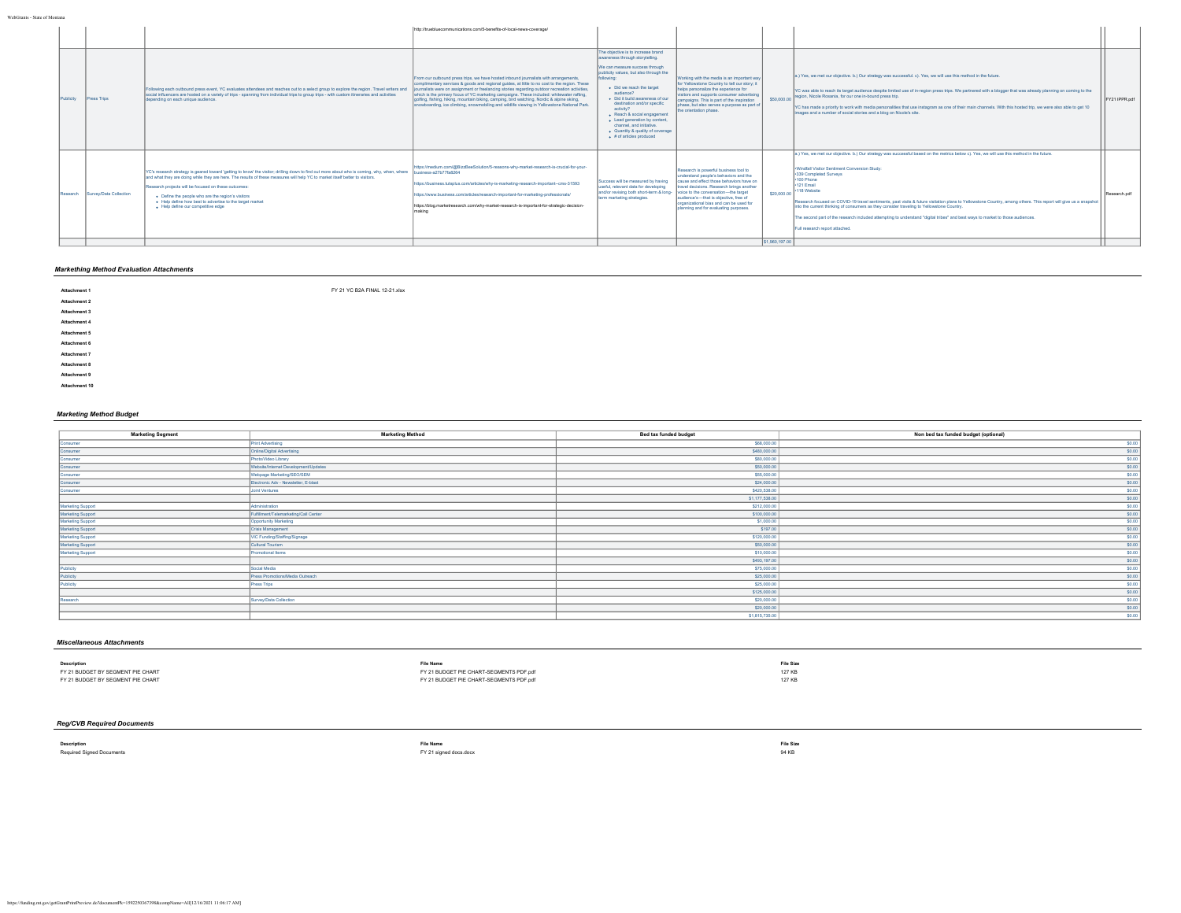| | | | http://truebluecommunications.com/5-benefits-of-local-news-coverage/ | | | | | |
|---|---|---|---|---|---|---|---|---|
| Publicity | Press Trips | Following each outbound press event, YC evaluates attendees and reaches out to a select group to explore the region. Travel writers and social influencers are hosted on a variety of trips - spanning from individual trips to group trips - with custom itineraries and activities depending on each unique audience. | From our outbound press trips, we have hosted inbound journalists with arrangements, complimentary services & goods and regional guides, at little to no cost to the region. These journalists were on assignment or freelancing stories regarding outdoor recreation activities, which is the primary focus of YC marketing campaigns. These included: whitewater rafting, golfing, fishing, hiking, mountain biking, camping, bird watching, Nordic & alpine skiing, snowboarding, ice climbing, snowmobiling and wildlife viewing in Yellowstone National Park. | The objective is to increase brand awareness through storytelling.<br><br>We can measure success through publicity values, but also through the following:<br><br>• Did we reach the target audience?<br>• Did it build awareness of our destination and/or specific activity?<br>• Reach & social engagement<br>• Lead generation by content, channel, and initiative.<br>• Quantity & quality of coverage<br>• # of articles produced | Working with the media is an important way for Yellowstone Country to tell our story; it helps personalize the experience for visitors and supports consumer advertising campaigns. This is part of the inspiration phase, but also serves a purpose as part of the orientation phase. | $50,000.00 | a.) Yes, we met our objective. b.) Our strategy was successful. c). Yes, we will use this method in the future.<br><br>YC was able to reach its target audience despite limited use of in-region press trips. We partnered with a blogger that was already planning on coming to the region, Nicole Rosania, for our one in-bound press trip.<br><br>YC has made a priority to work with media personalities that use instagram as one of their main channels. With this hosted trip, we were also able to get 10 images and a number of social stories and a blog on Nicole's site. | FY21PPR.pdf |
| Research | Survey/Data Collection | YC's research strategy is geared toward 'getting to know' the visitor; drilling down to find out more about who is coming, why, when, where and what they are doing while they are here. The results of these measures will help YC to market itself better to visitors.<br><br>Research projects will be focused on these outcomes:<br><br>• Define the people who are the region's visitors<br>• Help define how best to advertise to the target market<br>• Help define our competitive edge | https://medium.com/@BizBeeSolution/5-reasons-why-market-research-is-crucial-for-your-business-a27b77fe8264<br><br>https://business.tutsplus.com/articles/why-is-marketing-research-important--cms-31593<br><br>https://www.business.com/articles/research-important-for-marketing-professionals/<br><br>https://blog.marketresearch.com/why-market-research-is-important-for-strategic-decision-making | Success will be measured by having useful, relevant data for developing and/or revising both short-term & long-term marketing strategies. | Research is powerful business tool to understand people's behaviors and the cause and effect those behaviors have on travel decisions. Research brings another voice to the conversation—the target audience's—that is objective, free of organizational bias and can be used for planning and for evaluating purposes. | $20,000.00 | a.) Yes, we met our objective. b.) Our strategy was successful based on the metrics below c). Yes, we will use this method in the future.<br><br>•Windfall Visitor Sentiment Conversion Study:<br>•339 Completed Surveys<br>•100 Phone<br>•121 Email<br>•118 Website<br><br>Research focused on COVID-19 travel sentiments, past visits & future visitation plans to Yellowstone Country, among others. This report will give us a snapshot into the current thinking of consumers as they consider traveling to Yellowstone Country.<br><br>The second part of the research included attempting to understand "digital tribes" and best ways to market to those audiences.<br><br>Full research report attached. | Research.pdf |
| | | | | | | $1,960,197.00 | | |

### *Markething Method Evaluation Attachments*

**Attachment 1** FY 21 YC B2A FINAL 12-21.xlsx

**Attachment 2**

**Attachment 3**

**Attachment 4**

**Attachment 5**

**Attachment 6**

**Attachment 7**

**Attachment 8**

**Attachment 9**

**Attachment 10**

### *Marketing Method Budget*

| Marketing Segment | Marketing Method | Bed tax funded budget | Non bed tax funded budget (optional) |
|---|---|---|---|
| Consumer | Print Advertising | $68,000.00 | $0.00 |
| Consumer | Online/Digital Advertising | $480,000.00 | $0.00 |
| Consumer | Photo/Video Library | $80,000.00 | $0.00 |
| Consumer | Website/Internet Development/Updates | $50,000.00 | $0.00 |
| Consumer | Webpage Marketing/SEO/SEM | $55,000.00 | $0.00 |
| Consumer | Electronic Adv - Newsletter, E-blast | $24,000.00 | $0.00 |
| Consumer | Joint Ventures | $420,538.00 | $0.00 |
| | | $1,177,538.00 | $0.00 |
| Marketing Support | Administration | $212,000.00 | $0.00 |
| Marketing Support | Fulfillment/Telemarketing/Call Center | $100,000.00 | $0.00 |
| Marketing Support | Opportunity Marketing | $1,000.00 | $0.00 |
| Marketing Support | Crisis Management | $197.00 | $0.00 |
| Marketing Support | VIC Funding/Staffing/Signage | $120,000.00 | $0.00 |
| Marketing Support | Cultural Tourism | $50,000.00 | $0.00 |
| Marketing Support | Promotional Items | $10,000.00 | $0.00 |
| | | $493,197.00 | $0.00 |
| Publicity | Social Media | $75,000.00 | $0.00 |
| Publicity | Press Promotions/Media Outreach | $25,000.00 | $0.00 |
| Publicity | Press Trips | $25,000.00 | $0.00 |
| | | $125,000.00 | $0.00 |
| Research | Survey/Data Collection | $20,000.00 | $0.00 |
| | | $20,000.00 | $0.00 |
| | | $1,815,735.00 | $0.00 |

### *Miscellaneous Attachments*

| Description | File Name | File Size |
|---|---|---|
| FY 21 BUDGET BY SEGMENT PIE CHART | FY 21 BUDGET PIE CHART-SEGMENTS PDF.pdf | 127 KB |
| FY 21 BUDGET BY SEGMENT PIE CHART | FY 21 BUDGET PIE CHART-SEGMENTS PDF.pdf | 127 KB |

### *Reg/CVB Required Documents*

| Description | File Name | File Size |
|---|---|---|
| Required Signed Documents | FY 21 signed docs.docx | 94 KB |